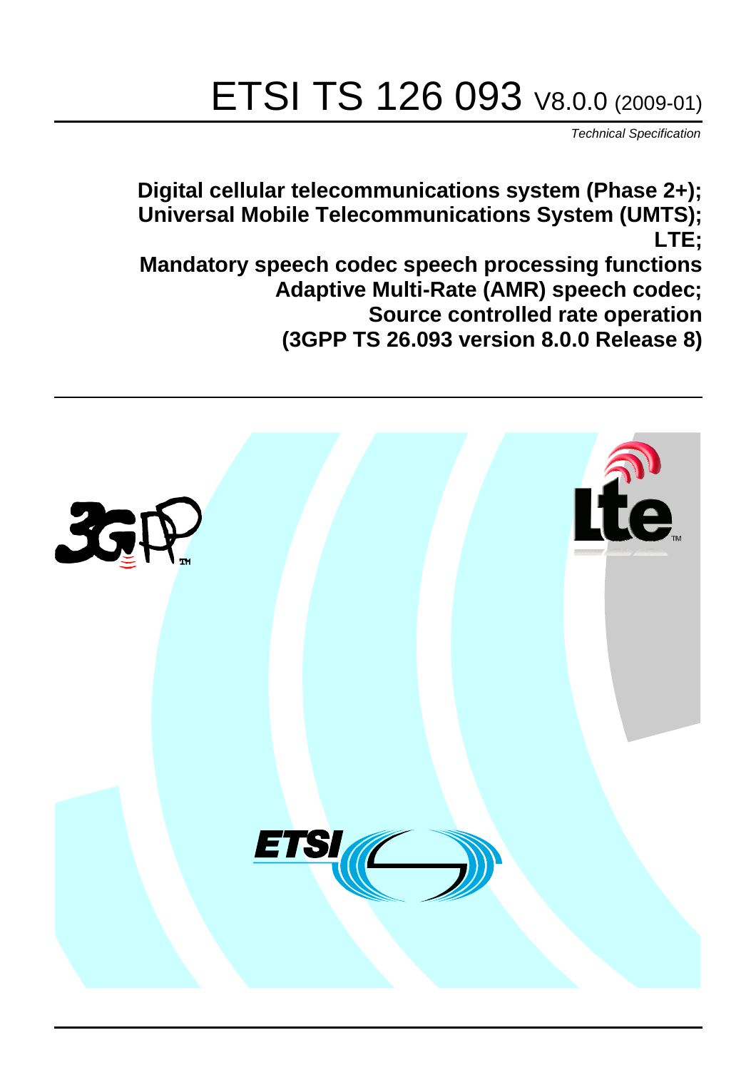# ETSI TS 126 093 V8.0.0 (2009-01)

*Technical Specification*

**Digital cellular telecommunications system (Phase 2+);
Universal Mobile Telecommunications System (UMTS);
LTE;
Mandatory speech codec speech processing functions
Adaptive Multi-Rate (AMR) speech codec;
Source controlled rate operation
(3GPP TS 26.093 version 8.0.0 Release 8)**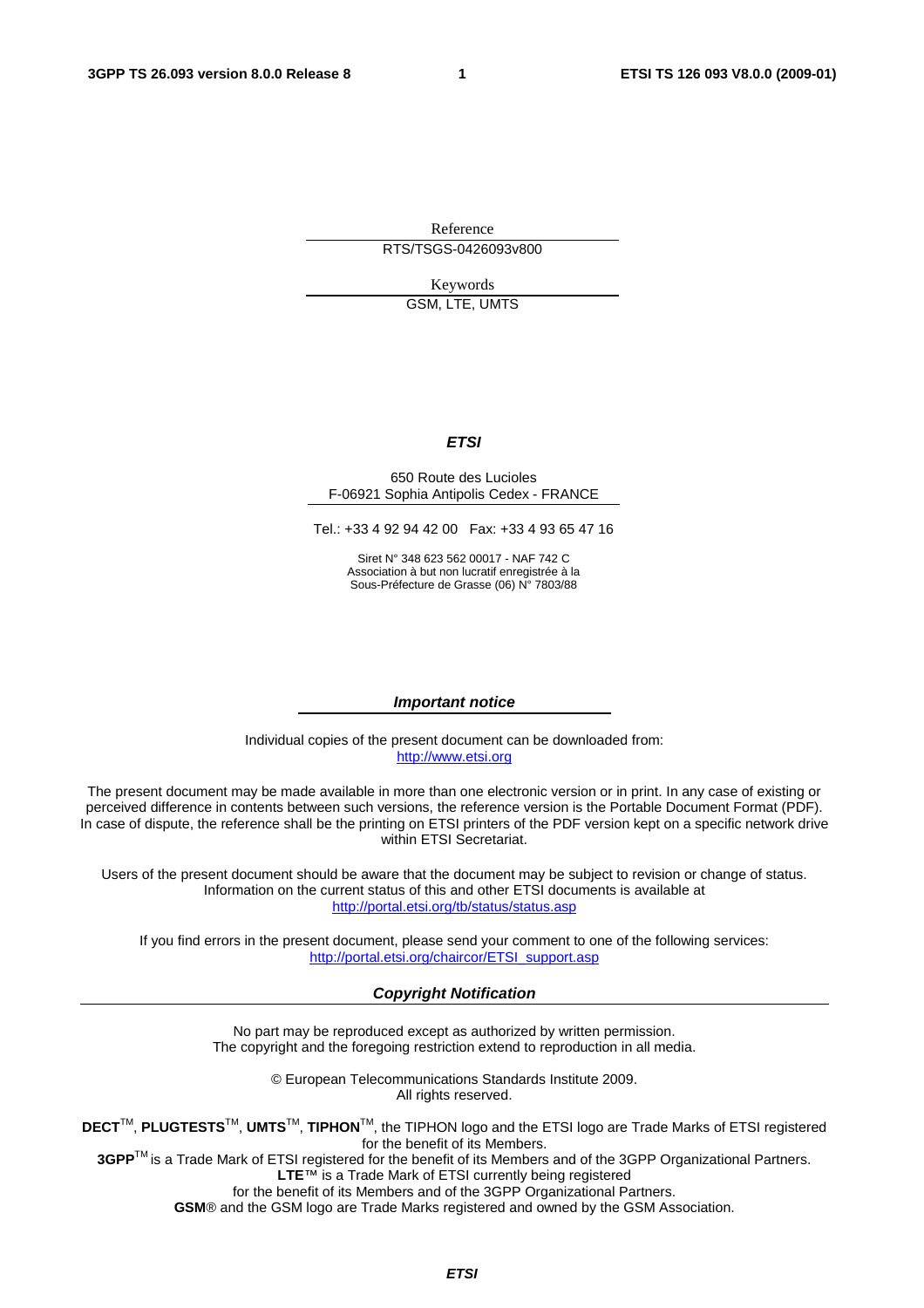Reference

RTS/TSGS-0426093v800

Keywords

GSM, LTE, UMTS

***ETSI***

650 Route des Lucioles
F-06921 Sophia Antipolis Cedex - FRANCE

Tel.: +33 4 92 94 42 00   Fax: +33 4 93 65 47 16

Siret N° 348 623 562 00017 - NAF 742 C
Association à but non lucratif enregistrée à la
Sous-Préfecture de Grasse (06) N° 7803/88

***Important notice***

Individual copies of the present document can be downloaded from:
http://www.etsi.org

The present document may be made available in more than one electronic version or in print. In any case of existing or perceived difference in contents between such versions, the reference version is the Portable Document Format (PDF). In case of dispute, the reference shall be the printing on ETSI printers of the PDF version kept on a specific network drive within ETSI Secretariat.

Users of the present document should be aware that the document may be subject to revision or change of status. Information on the current status of this and other ETSI documents is available at
http://portal.etsi.org/tb/status/status.asp

If you find errors in the present document, please send your comment to one of the following services:
http://portal.etsi.org/chaircor/ETSI_support.asp

***Copyright Notification***

No part may be reproduced except as authorized by written permission.
The copyright and the foregoing restriction extend to reproduction in all media.

© European Telecommunications Standards Institute 2009.
All rights reserved.

**DECT**™, **PLUGTESTS**™, **UMTS**™, **TIPHON**™, the TIPHON logo and the ETSI logo are Trade Marks of ETSI registered for the benefit of its Members.
**3GPP**™ is a Trade Mark of ETSI registered for the benefit of its Members and of the 3GPP Organizational Partners.
**LTE**™ is a Trade Mark of ETSI currently being registered
for the benefit of its Members and of the 3GPP Organizational Partners.
**GSM**® and the GSM logo are Trade Marks registered and owned by the GSM Association.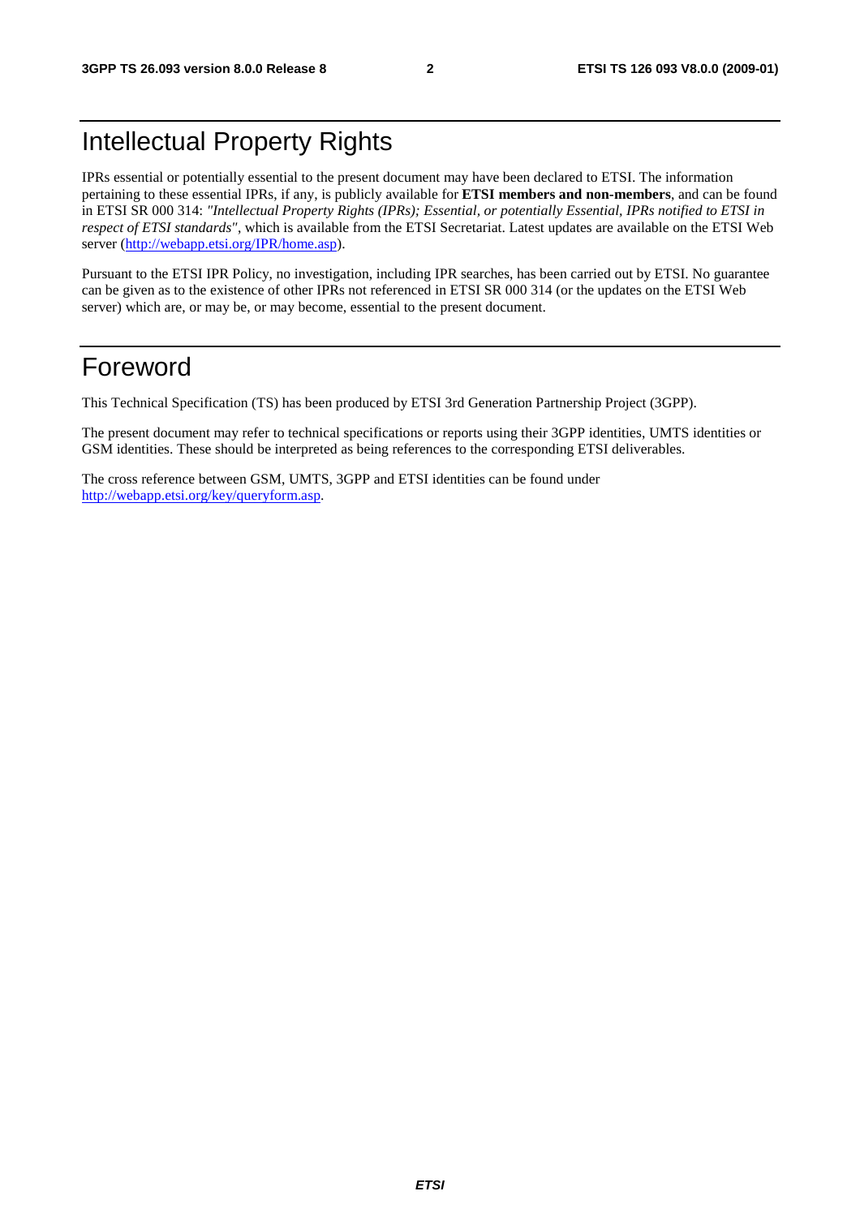# Intellectual Property Rights

IPRs essential or potentially essential to the present document may have been declared to ETSI. The information pertaining to these essential IPRs, if any, is publicly available for **ETSI members and non-members**, and can be found in ETSI SR 000 314: *"Intellectual Property Rights (IPRs); Essential, or potentially Essential, IPRs notified to ETSI in respect of ETSI standards"*, which is available from the ETSI Secretariat. Latest updates are available on the ETSI Web server (http://webapp.etsi.org/IPR/home.asp).

Pursuant to the ETSI IPR Policy, no investigation, including IPR searches, has been carried out by ETSI. No guarantee can be given as to the existence of other IPRs not referenced in ETSI SR 000 314 (or the updates on the ETSI Web server) which are, or may be, or may become, essential to the present document.

# Foreword

This Technical Specification (TS) has been produced by ETSI 3rd Generation Partnership Project (3GPP).

The present document may refer to technical specifications or reports using their 3GPP identities, UMTS identities or GSM identities. These should be interpreted as being references to the corresponding ETSI deliverables.

The cross reference between GSM, UMTS, 3GPP and ETSI identities can be found under http://webapp.etsi.org/key/queryform.asp.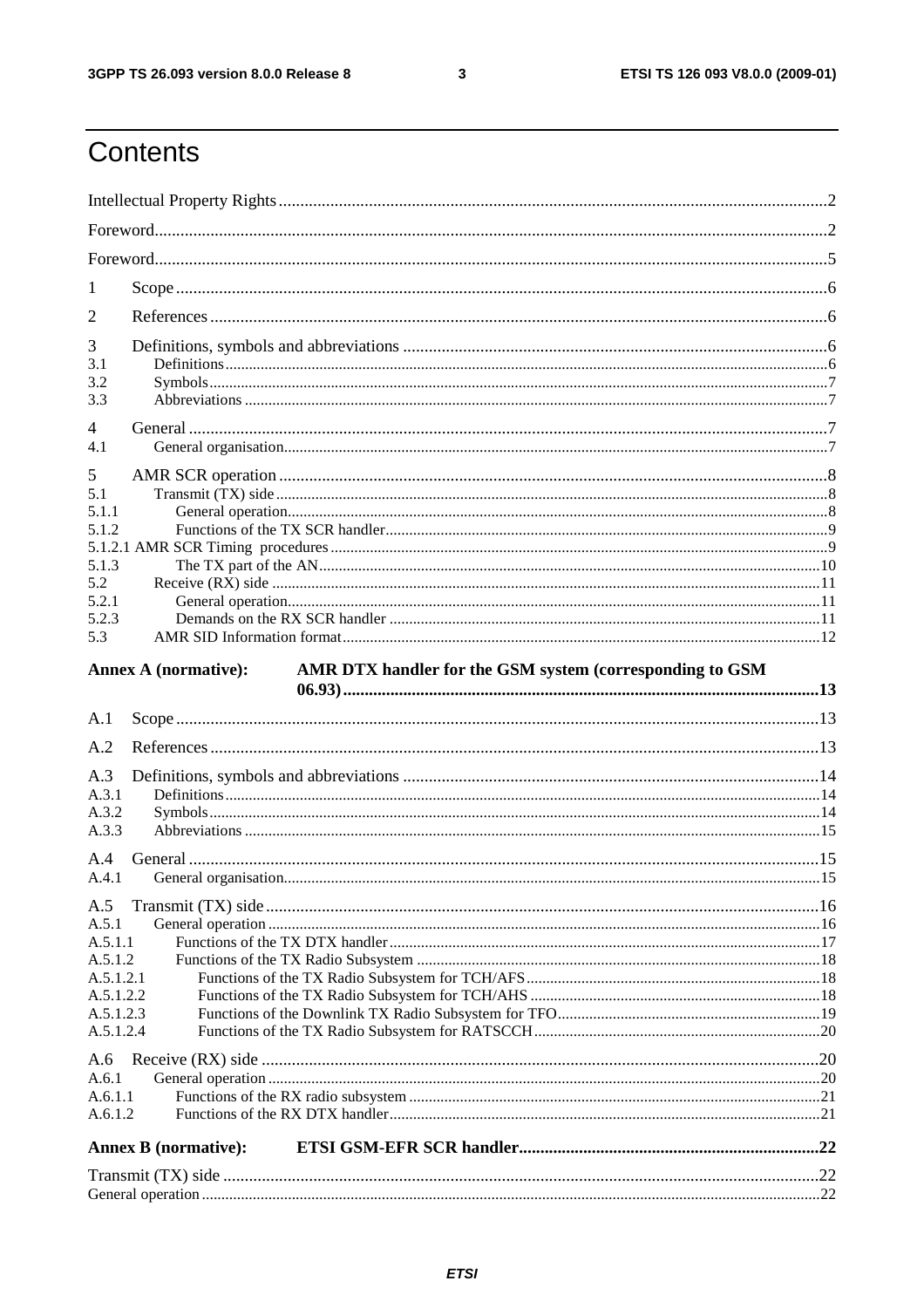# Contents

Intellectual Property Rights ..... 2

Foreword ..... 2

Foreword ..... 5

1 Scope ..... 6

2 References ..... 6

3 Definitions, symbols and abbreviations ..... 6

3.1 Definitions ..... 6

3.2 Symbols ..... 7

3.3 Abbreviations ..... 7

4 General ..... 7

4.1 General organisation ..... 7

5 AMR SCR operation ..... 8

5.1 Transmit (TX) side ..... 8

5.1.1 General operation ..... 8

5.1.2 Functions of the TX SCR handler ..... 9

5.1.2.1 AMR SCR Timing procedures ..... 9

5.1.3 The TX part of the AN ..... 10

5.2 Receive (RX) side ..... 11

5.2.1 General operation ..... 11

5.2.3 Demands on the RX SCR handler ..... 11

5.3 AMR SID Information format ..... 12

**Annex A (normative): AMR DTX handler for the GSM system (corresponding to GSM 06.93) ..... 13**

A.1 Scope ..... 13

A.2 References ..... 13

A.3 Definitions, symbols and abbreviations ..... 14

A.3.1 Definitions ..... 14

A.3.2 Symbols ..... 14

A.3.3 Abbreviations ..... 15

A.4 General ..... 15

A.4.1 General organisation ..... 15

A.5 Transmit (TX) side ..... 16

A.5.1 General operation ..... 16

A.5.1.1 Functions of the TX DTX handler ..... 17

A.5.1.2 Functions of the TX Radio Subsystem ..... 18

A.5.1.2.1 Functions of the TX Radio Subsystem for TCH/AFS ..... 18

A.5.1.2.2 Functions of the TX Radio Subsystem for TCH/AHS ..... 18

A.5.1.2.3 Functions of the Downlink TX Radio Subsystem for TFO ..... 19

A.5.1.2.4 Functions of the TX Radio Subsystem for RATSCCH ..... 20

A.6 Receive (RX) side ..... 20

A.6.1 General operation ..... 20

A.6.1.1 Functions of the RX radio subsystem ..... 21

A.6.1.2 Functions of the RX DTX handler ..... 21

**Annex B (normative): ETSI GSM-EFR SCR handler ..... 22**

Transmit (TX) side ..... 22

General operation ..... 22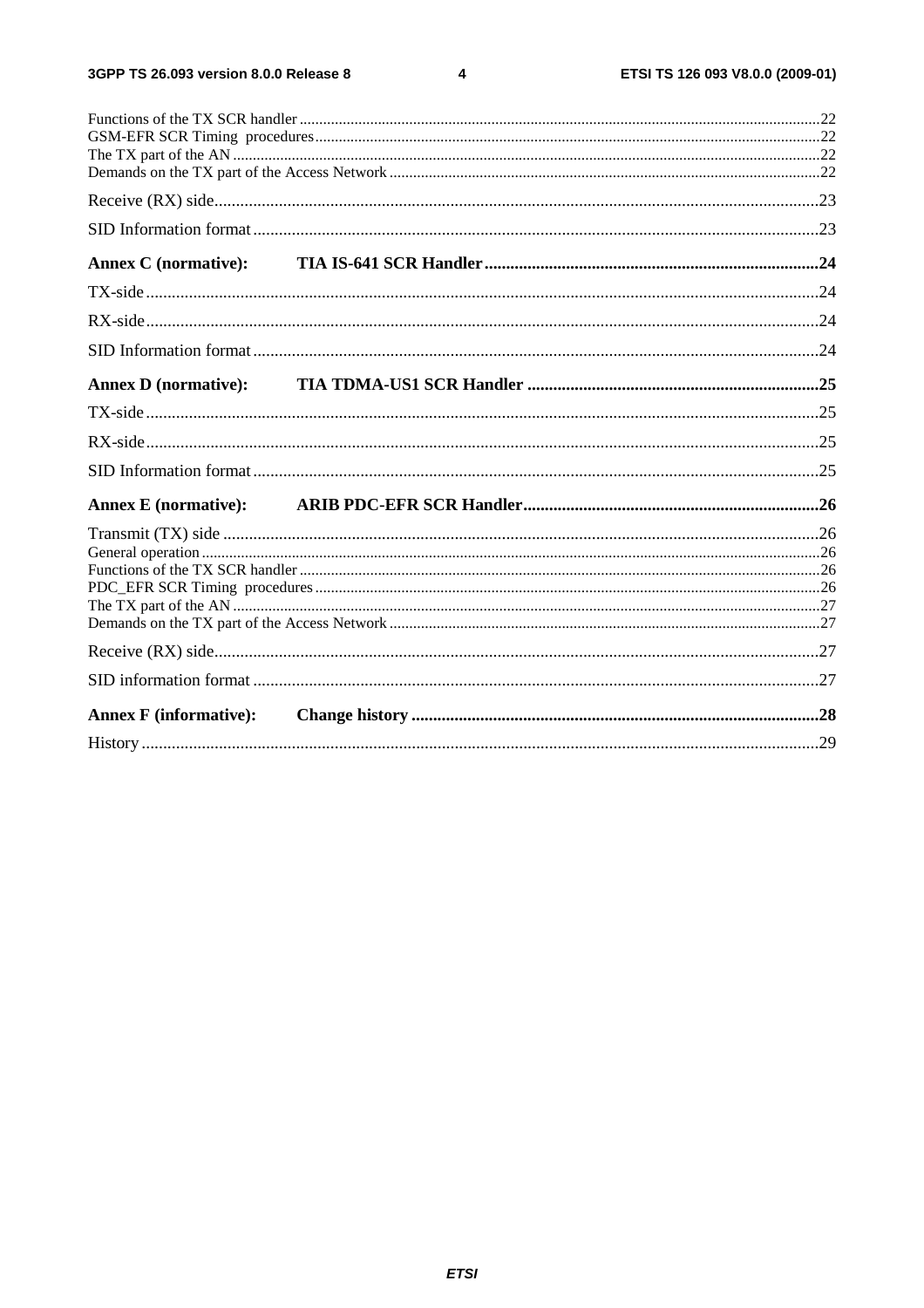Functions of the TX SCR handler ....................................................................................................................................22
GSM-EFR SCR Timing procedures................................................................................................................................22
The TX part of the AN .......................................................................................................................................................22
Demands on the TX part of the Access Network .............................................................................................................22

Receive (RX) side...........................................................................................................................................23

SID Information format..................................................................................................................................23

**Annex C (normative): TIA IS-641 SCR Handler.............................................................................24**

TX-side..........................................................................................................................................................24

RX-side..........................................................................................................................................................24

SID Information format..................................................................................................................................24

**Annex D (normative): TIA TDMA-US1 SCR Handler ...................................................................25**

TX-side..........................................................................................................................................................25

RX-side..........................................................................................................................................................25

SID Information format..................................................................................................................................25

**Annex E (normative): ARIB PDC-EFR SCR Handler....................................................................26**

Transmit (TX) side ..........................................................................................................................................26
General operation ...............................................................................................................................................................26
Functions of the TX SCR handler ....................................................................................................................................26
PDC_EFR SCR Timing procedures ................................................................................................................................26
The TX part of the AN .......................................................................................................................................................27
Demands on the TX part of the Access Network .............................................................................................................27

Receive (RX) side...........................................................................................................................................27

SID information format ..................................................................................................................................27

**Annex F (informative): Change history ..............................................................................................28**

History ...........................................................................................................................................................29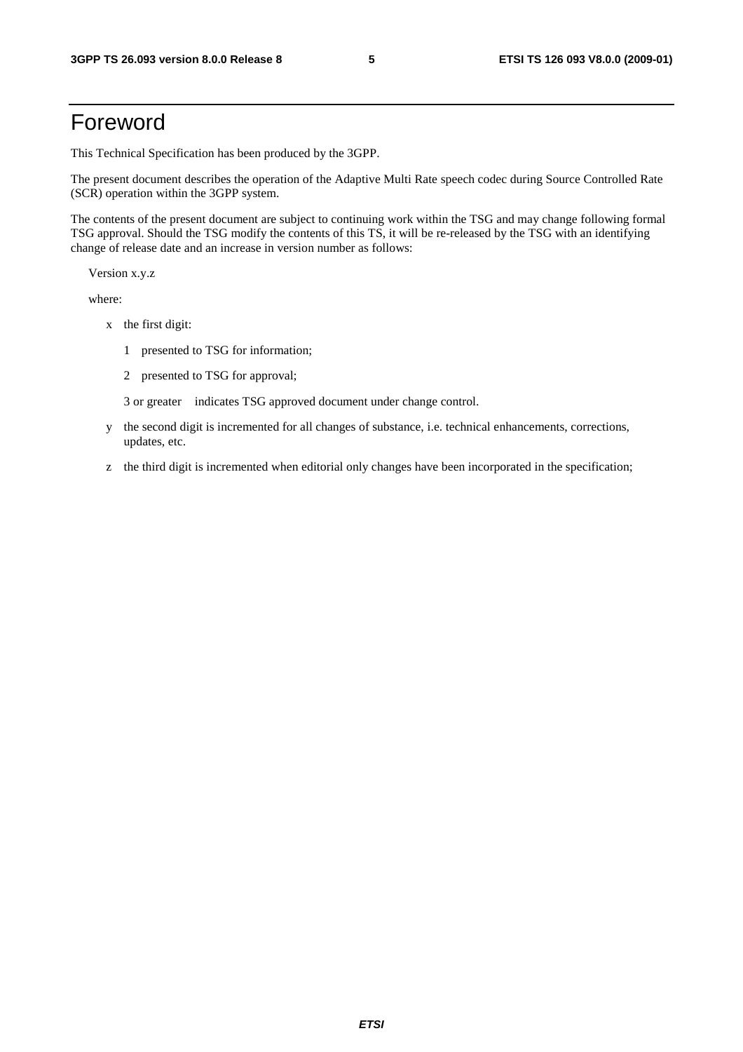# Foreword

This Technical Specification has been produced by the 3GPP.

The present document describes the operation of the Adaptive Multi Rate speech codec during Source Controlled Rate (SCR) operation within the 3GPP system.

The contents of the present document are subject to continuing work within the TSG and may change following formal TSG approval. Should the TSG modify the contents of this TS, it will be re-released by the TSG with an identifying change of release date and an increase in version number as follows:

Version x.y.z

where:

- x the first digit:
  - 1 presented to TSG for information;
  - 2 presented to TSG for approval;
  - 3 or greater indicates TSG approved document under change control.
- y the second digit is incremented for all changes of substance, i.e. technical enhancements, corrections, updates, etc.
- z the third digit is incremented when editorial only changes have been incorporated in the specification;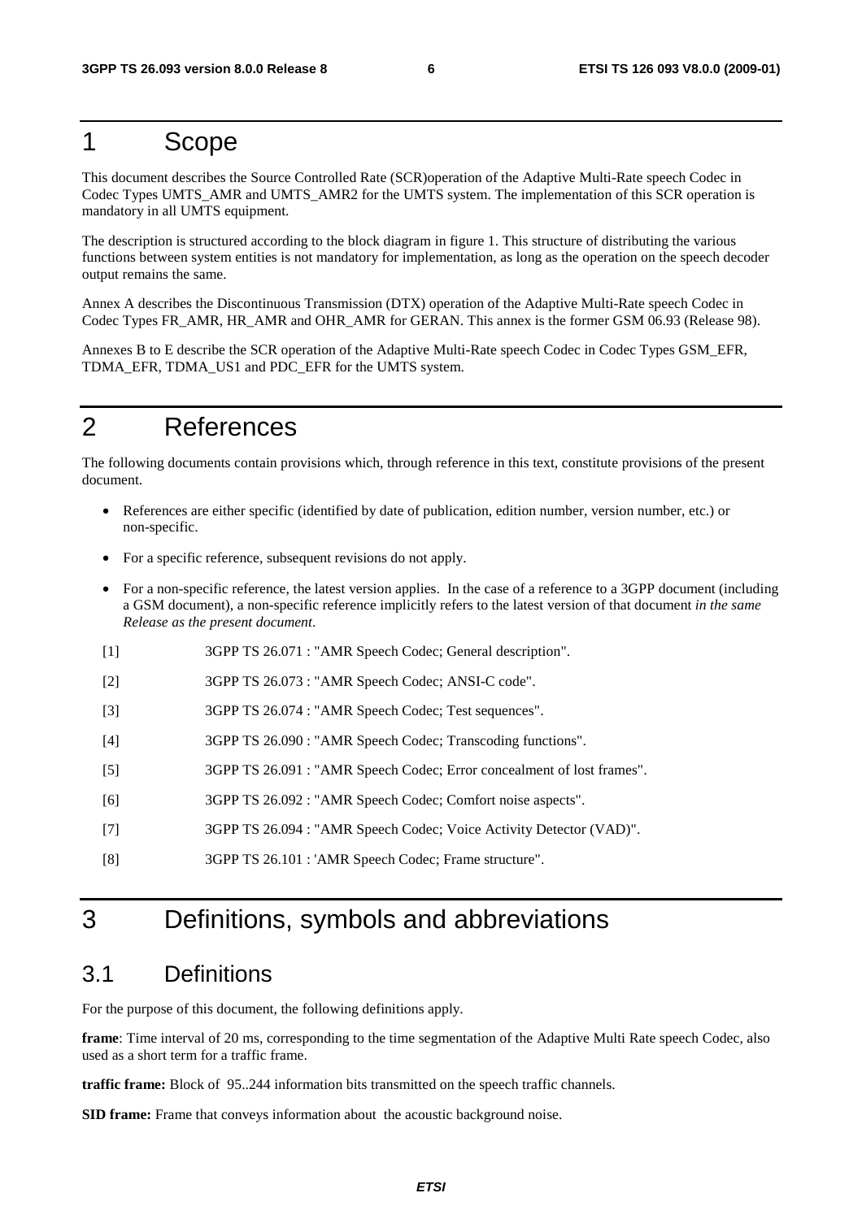# 1 Scope

This document describes the Source Controlled Rate (SCR)operation of the Adaptive Multi-Rate speech Codec in Codec Types UMTS_AMR and UMTS_AMR2 for the UMTS system. The implementation of this SCR operation is mandatory in all UMTS equipment.

The description is structured according to the block diagram in figure 1. This structure of distributing the various functions between system entities is not mandatory for implementation, as long as the operation on the speech decoder output remains the same.

Annex A describes the Discontinuous Transmission (DTX) operation of the Adaptive Multi-Rate speech Codec in Codec Types FR_AMR, HR_AMR and OHR_AMR for GERAN. This annex is the former GSM 06.93 (Release 98).

Annexes B to E describe the SCR operation of the Adaptive Multi-Rate speech Codec in Codec Types GSM_EFR, TDMA_EFR, TDMA_US1 and PDC_EFR for the UMTS system.

# 2 References

The following documents contain provisions which, through reference in this text, constitute provisions of the present document.

- References are either specific (identified by date of publication, edition number, version number, etc.) or non-specific.
- For a specific reference, subsequent revisions do not apply.
- For a non-specific reference, the latest version applies. In the case of a reference to a 3GPP document (including a GSM document), a non-specific reference implicitly refers to the latest version of that document *in the same Release as the present document*.

[1] 3GPP TS 26.071 : "AMR Speech Codec; General description".

[2] 3GPP TS 26.073 : "AMR Speech Codec; ANSI-C code".

[3] 3GPP TS 26.074 : "AMR Speech Codec; Test sequences".

[4] 3GPP TS 26.090 : "AMR Speech Codec; Transcoding functions".

[5] 3GPP TS 26.091 : "AMR Speech Codec; Error concealment of lost frames".

[6] 3GPP TS 26.092 : "AMR Speech Codec; Comfort noise aspects".

[7] 3GPP TS 26.094 : "AMR Speech Codec; Voice Activity Detector (VAD)".

[8] 3GPP TS 26.101 : 'AMR Speech Codec; Frame structure".

# 3 Definitions, symbols and abbreviations

## 3.1 Definitions

For the purpose of this document, the following definitions apply.

**frame**: Time interval of 20 ms, corresponding to the time segmentation of the Adaptive Multi Rate speech Codec, also used as a short term for a traffic frame.

**traffic frame:** Block of 95..244 information bits transmitted on the speech traffic channels.

**SID frame:** Frame that conveys information about the acoustic background noise.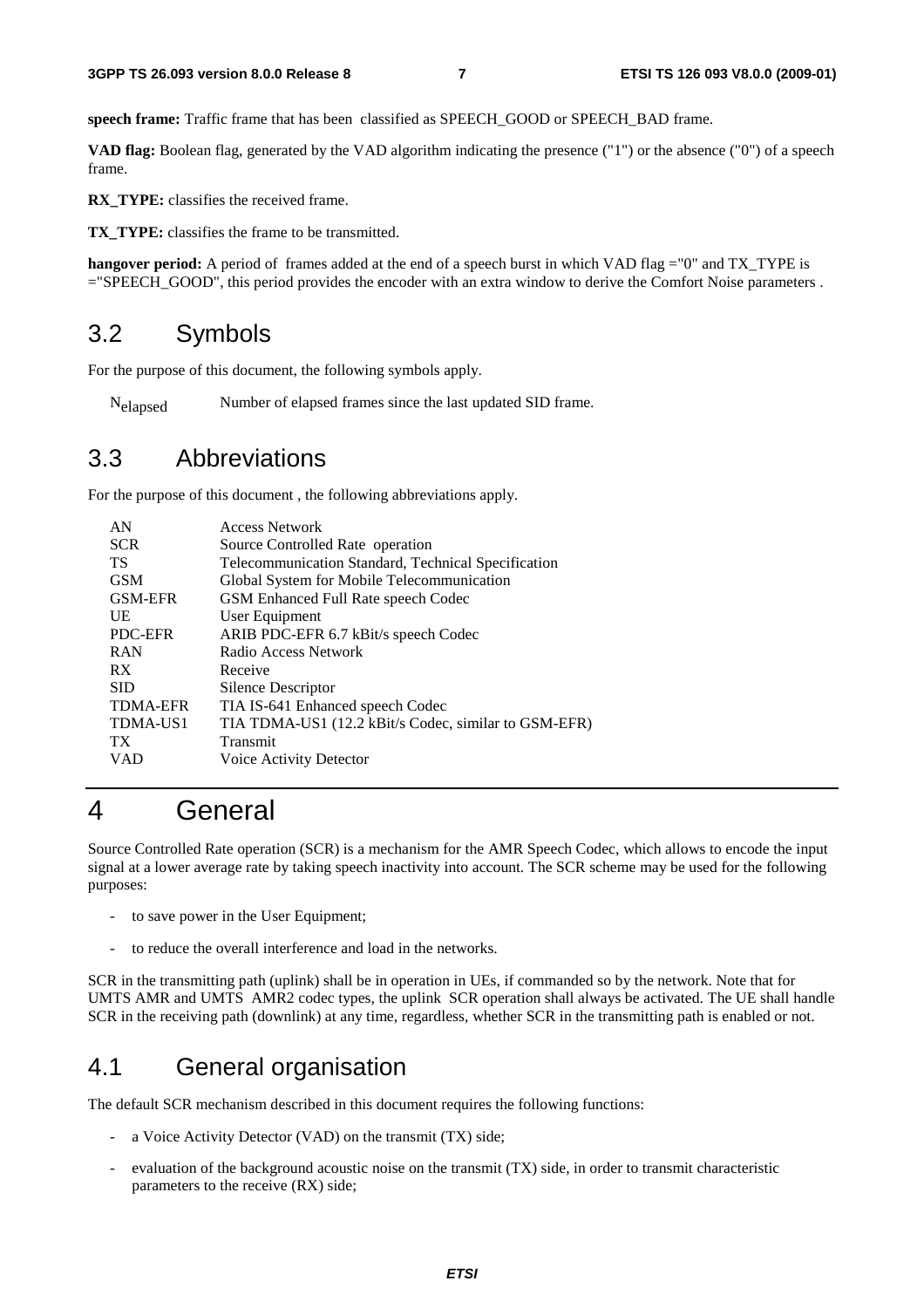**speech frame:** Traffic frame that has been classified as SPEECH_GOOD or SPEECH_BAD frame.

**VAD flag:** Boolean flag, generated by the VAD algorithm indicating the presence ("1") or the absence ("0") of a speech frame.

**RX_TYPE:** classifies the received frame.

**TX_TYPE:** classifies the frame to be transmitted.

**hangover period:** A period of frames added at the end of a speech burst in which VAD flag ="0" and TX_TYPE is ="SPEECH_GOOD", this period provides the encoder with an extra window to derive the Comfort Noise parameters .

## 3.2 Symbols

For the purpose of this document, the following symbols apply.

| | |
|---|---|
| $N_{elapsed}$ | Number of elapsed frames since the last updated SID frame. |

## 3.3 Abbreviations

For the purpose of this document , the following abbreviations apply.

| | |
|---|---|
| AN | Access Network |
| SCR | Source Controlled Rate operation |
| TS | Telecommunication Standard, Technical Specification |
| GSM | Global System for Mobile Telecommunication |
| GSM-EFR | GSM Enhanced Full Rate speech Codec |
| UE | User Equipment |
| PDC-EFR | ARIB PDC-EFR 6.7 kBit/s speech Codec |
| RAN | Radio Access Network |
| RX | Receive |
| SID | Silence Descriptor |
| TDMA-EFR | TIA IS-641 Enhanced speech Codec |
| TDMA-US1 | TIA TDMA-US1 (12.2 kBit/s Codec, similar to GSM-EFR) |
| TX | Transmit |
| VAD | Voice Activity Detector |

# 4 General

Source Controlled Rate operation (SCR) is a mechanism for the AMR Speech Codec, which allows to encode the input signal at a lower average rate by taking speech inactivity into account. The SCR scheme may be used for the following purposes:

- to save power in the User Equipment;
- to reduce the overall interference and load in the networks.

SCR in the transmitting path (uplink) shall be in operation in UEs, if commanded so by the network. Note that for UMTS AMR and UMTS AMR2 codec types, the uplink SCR operation shall always be activated. The UE shall handle SCR in the receiving path (downlink) at any time, regardless, whether SCR in the transmitting path is enabled or not.

## 4.1 General organisation

The default SCR mechanism described in this document requires the following functions:

- a Voice Activity Detector (VAD) on the transmit (TX) side;
- evaluation of the background acoustic noise on the transmit (TX) side, in order to transmit characteristic parameters to the receive (RX) side;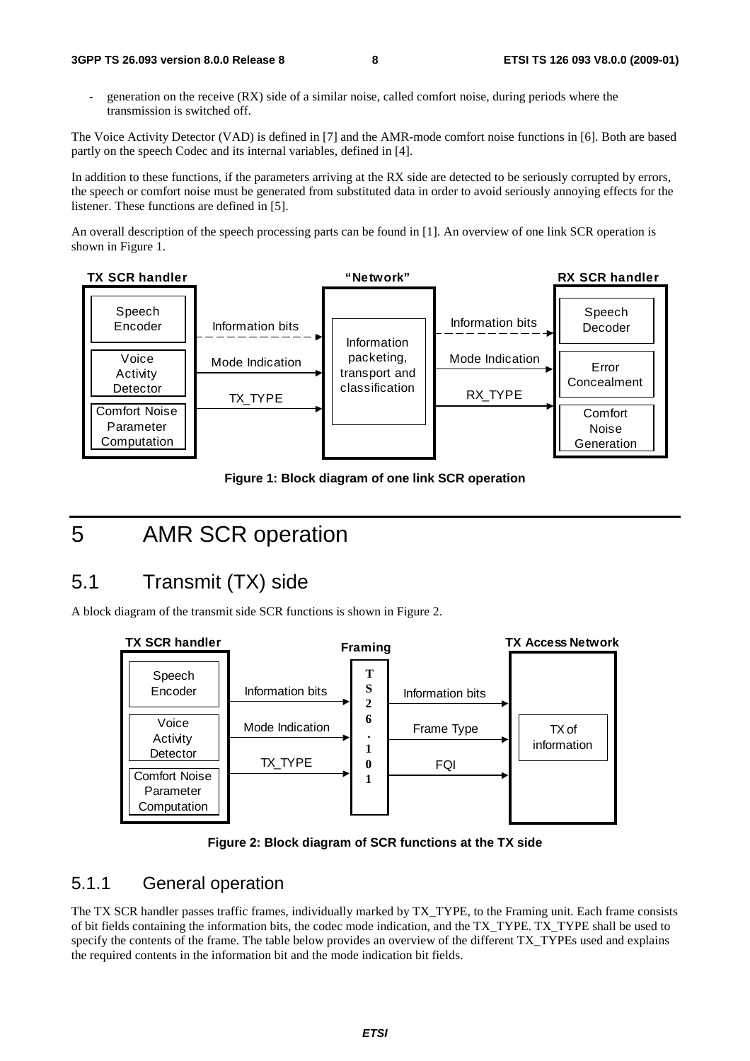- generation on the receive (RX) side of a similar noise, called comfort noise, during periods where the transmission is switched off.

The Voice Activity Detector (VAD) is defined in [7] and the AMR-mode comfort noise functions in [6]. Both are based partly on the speech Codec and its internal variables, defined in [4].

In addition to these functions, if the parameters arriving at the RX side are detected to be seriously corrupted by errors, the speech or comfort noise must be generated from substituted data in order to avoid seriously annoying effects for the listener. These functions are defined in [5].

An overall description of the speech processing parts can be found in [1]. An overview of one link SCR operation is shown in Figure 1.

**Figure 1: Block diagram of one link SCR operation**

# 5 AMR SCR operation

## 5.1 Transmit (TX) side

A block diagram of the transmit side SCR functions is shown in Figure 2.

**Figure 2: Block diagram of SCR functions at the TX side**

### 5.1.1 General operation

The TX SCR handler passes traffic frames, individually marked by TX_TYPE, to the Framing unit. Each frame consists of bit fields containing the information bits, the codec mode indication, and the TX_TYPE. TX_TYPE shall be used to specify the contents of the frame. The table below provides an overview of the different TX_TYPEs used and explains the required contents in the information bit and the mode indication bit fields.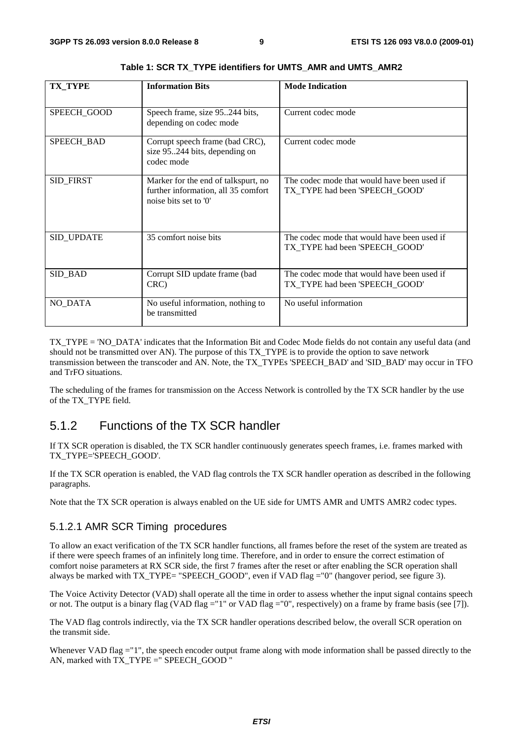**Table 1: SCR TX_TYPE identifiers for UMTS_AMR and UMTS_AMR2**

| TX_TYPE | Information Bits | Mode Indication |
|---|---|---|
| SPEECH_GOOD | Speech frame, size 95..244 bits, depending on codec mode | Current codec mode |
| SPEECH_BAD | Corrupt speech frame (bad CRC), size 95..244 bits, depending on codec mode | Current codec mode |
| SID_FIRST | Marker for the end of talkspurt, no further information, all 35 comfort noise bits set to '0' | The codec mode that would have been used if TX_TYPE had been 'SPEECH_GOOD' |
| SID_UPDATE | 35 comfort noise bits | The codec mode that would have been used if TX_TYPE had been 'SPEECH_GOOD' |
| SID_BAD | Corrupt SID update frame (bad CRC) | The codec mode that would have been used if TX_TYPE had been 'SPEECH_GOOD' |
| NO_DATA | No useful information, nothing to be transmitted | No useful information |

TX_TYPE = 'NO_DATA' indicates that the Information Bit and Codec Mode fields do not contain any useful data (and should not be transmitted over AN). The purpose of this TX_TYPE is to provide the option to save network transmission between the transcoder and AN. Note, the TX_TYPEs 'SPEECH_BAD' and 'SID_BAD' may occur in TFO and TrFO situations.

The scheduling of the frames for transmission on the Access Network is controlled by the TX SCR handler by the use of the TX_TYPE field.

## 5.1.2 Functions of the TX SCR handler

If TX SCR operation is disabled, the TX SCR handler continuously generates speech frames, i.e. frames marked with TX_TYPE='SPEECH_GOOD'.

If the TX SCR operation is enabled, the VAD flag controls the TX SCR handler operation as described in the following paragraphs.

Note that the TX SCR operation is always enabled on the UE side for UMTS AMR and UMTS AMR2 codec types.

### 5.1.2.1 AMR SCR Timing procedures

To allow an exact verification of the TX SCR handler functions, all frames before the reset of the system are treated as if there were speech frames of an infinitely long time. Therefore, and in order to ensure the correct estimation of comfort noise parameters at RX SCR side, the first 7 frames after the reset or after enabling the SCR operation shall always be marked with TX_TYPE= "SPEECH_GOOD", even if VAD flag ="0" (hangover period, see figure 3).

The Voice Activity Detector (VAD) shall operate all the time in order to assess whether the input signal contains speech or not. The output is a binary flag (VAD flag ="1" or VAD flag ="0", respectively) on a frame by frame basis (see [7]).

The VAD flag controls indirectly, via the TX SCR handler operations described below, the overall SCR operation on the transmit side.

Whenever VAD flag ="1", the speech encoder output frame along with mode information shall be passed directly to the AN, marked with TX_TYPE =" SPEECH_GOOD "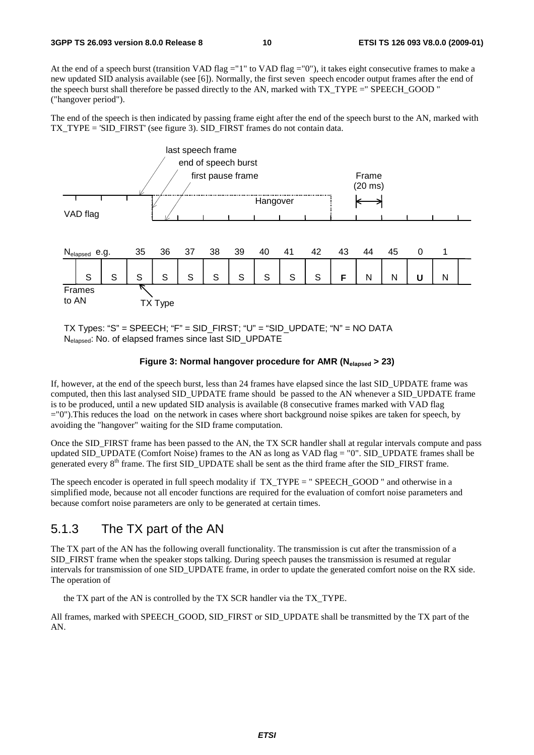At the end of a speech burst (transition VAD flag ="1" to VAD flag ="0"), it takes eight consecutive frames to make a new updated SID analysis available (see [6]). Normally, the first seven speech encoder output frames after the end of the speech burst shall therefore be passed directly to the AN, marked with TX_TYPE =" SPEECH_GOOD " ("hangover period").

The end of the speech is then indicated by passing frame eight after the end of the speech burst to the AN, marked with TX_TYPE = 'SID_FIRST' (see figure 3). SID_FIRST frames do not contain data.

| $N_{elapsed}$ e.g. | | | 35 | 36 | 37 | 38 | 39 | 40 | 41 | 42 | 43 | 44 | 45 | 0 | 1 |
|---|---|---|---|---|---|---|---|---|---|---|---|---|---|---|---|
| Frames to AN | S | S | S | S | S | S | S | S | S | S | **F** | N | N | **U** | N |

TX Types: "S" = SPEECH; "F" = SID_FIRST; "U" = "SID_UPDATE; "N" = NO DATA
$N_{elapsed}$: No. of elapsed frames since last SID_UPDATE

**Figure 3: Normal hangover procedure for AMR ($N_{elapsed}$ > 23)**

If, however, at the end of the speech burst, less than 24 frames have elapsed since the last SID_UPDATE frame was computed, then this last analysed SID_UPDATE frame should be passed to the AN whenever a SID_UPDATE frame is to be produced, until a new updated SID analysis is available (8 consecutive frames marked with VAD flag ="0").This reduces the load on the network in cases where short background noise spikes are taken for speech, by avoiding the "hangover" waiting for the SID frame computation.

Once the SID_FIRST frame has been passed to the AN, the TX SCR handler shall at regular intervals compute and pass updated SID_UPDATE (Comfort Noise) frames to the AN as long as VAD flag = "0". SID_UPDATE frames shall be generated every 8th frame. The first SID_UPDATE shall be sent as the third frame after the SID_FIRST frame.

The speech encoder is operated in full speech modality if TX_TYPE = " SPEECH_GOOD " and otherwise in a simplified mode, because not all encoder functions are required for the evaluation of comfort noise parameters and because comfort noise parameters are only to be generated at certain times.

## 5.1.3 The TX part of the AN

The TX part of the AN has the following overall functionality. The transmission is cut after the transmission of a SID_FIRST frame when the speaker stops talking. During speech pauses the transmission is resumed at regular intervals for transmission of one SID_UPDATE frame, in order to update the generated comfort noise on the RX side. The operation of

the TX part of the AN is controlled by the TX SCR handler via the TX_TYPE.

All frames, marked with SPEECH_GOOD, SID_FIRST or SID_UPDATE shall be transmitted by the TX part of the AN.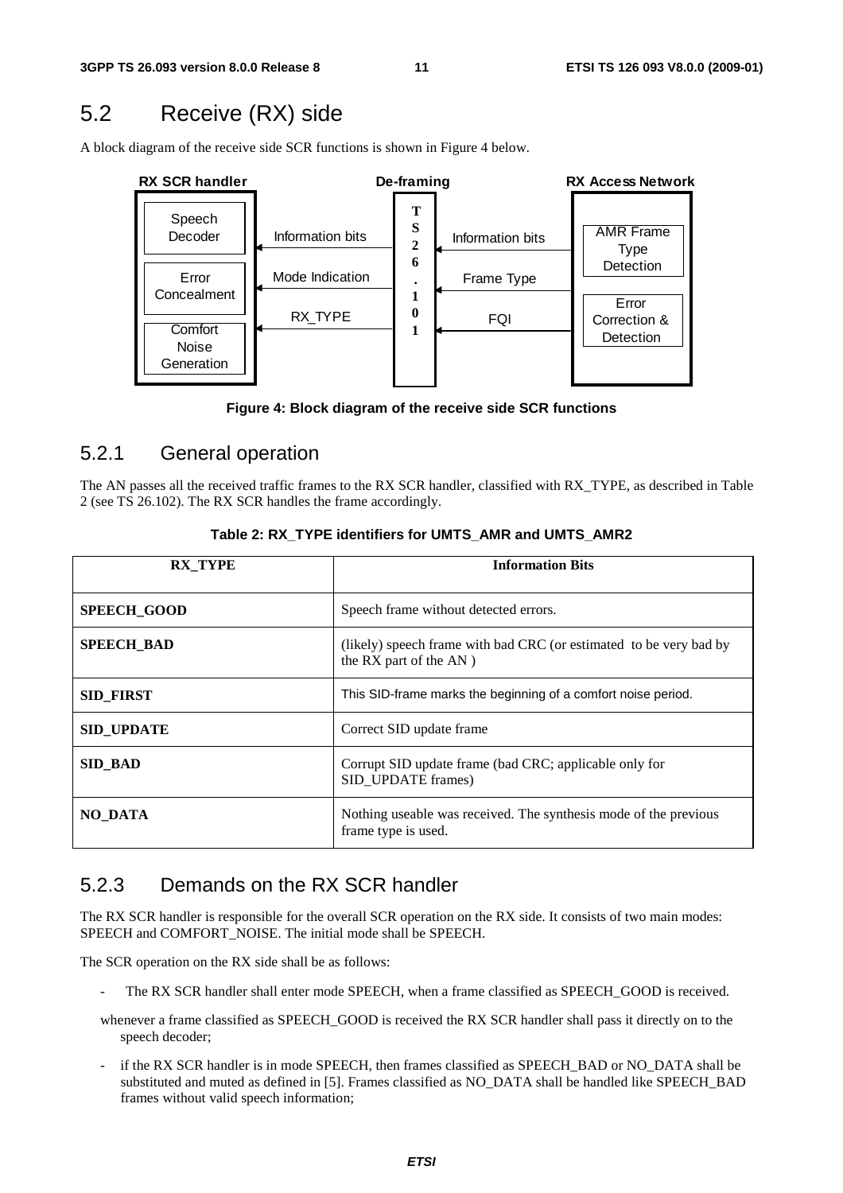## 5.2 Receive (RX) side

A block diagram of the receive side SCR functions is shown in Figure 4 below.

**Figure 4: Block diagram of the receive side SCR functions**

### 5.2.1 General operation

The AN passes all the received traffic frames to the RX SCR handler, classified with RX_TYPE, as described in Table 2 (see TS 26.102). The RX SCR handles the frame accordingly.

**Table 2: RX_TYPE identifiers for UMTS_AMR and UMTS_AMR2**

| RX_TYPE | Information Bits |
|---|---|
| **SPEECH_GOOD** | Speech frame without detected errors. |
| **SPEECH_BAD** | (likely) speech frame with bad CRC (or estimated to be very bad by the RX part of the AN ) |
| **SID_FIRST** | This SID-frame marks the beginning of a comfort noise period. |
| **SID_UPDATE** | Correct SID update frame |
| **SID_BAD** | Corrupt SID update frame (bad CRC; applicable only for SID_UPDATE frames) |
| **NO_DATA** | Nothing useable was received. The synthesis mode of the previous frame type is used. |

### 5.2.3 Demands on the RX SCR handler

The RX SCR handler is responsible for the overall SCR operation on the RX side. It consists of two main modes: SPEECH and COMFORT_NOISE. The initial mode shall be SPEECH.

The SCR operation on the RX side shall be as follows:

- The RX SCR handler shall enter mode SPEECH, when a frame classified as SPEECH_GOOD is received.

whenever a frame classified as SPEECH_GOOD is received the RX SCR handler shall pass it directly on to the speech decoder;

- if the RX SCR handler is in mode SPEECH, then frames classified as SPEECH_BAD or NO_DATA shall be substituted and muted as defined in [5]. Frames classified as NO_DATA shall be handled like SPEECH_BAD frames without valid speech information;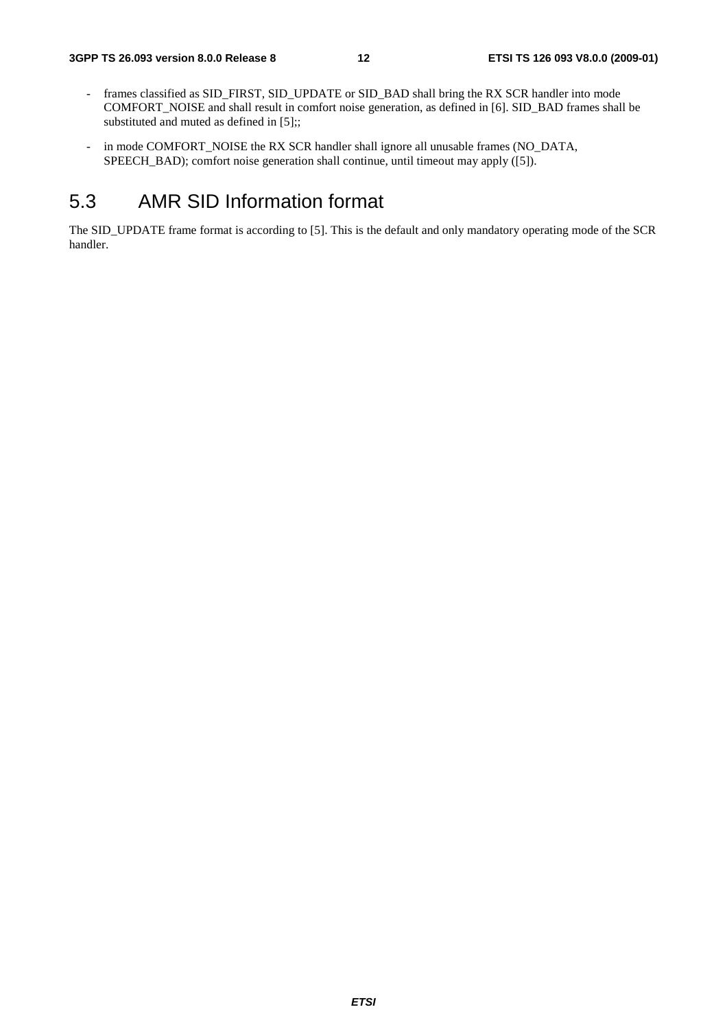- frames classified as SID_FIRST, SID_UPDATE or SID_BAD shall bring the RX SCR handler into mode COMFORT_NOISE and shall result in comfort noise generation, as defined in [6]. SID_BAD frames shall be substituted and muted as defined in [5];;
- in mode COMFORT_NOISE the RX SCR handler shall ignore all unusable frames (NO_DATA, SPEECH_BAD); comfort noise generation shall continue, until timeout may apply ([5]).

## 5.3 AMR SID Information format

The SID_UPDATE frame format is according to [5]. This is the default and only mandatory operating mode of the SCR handler.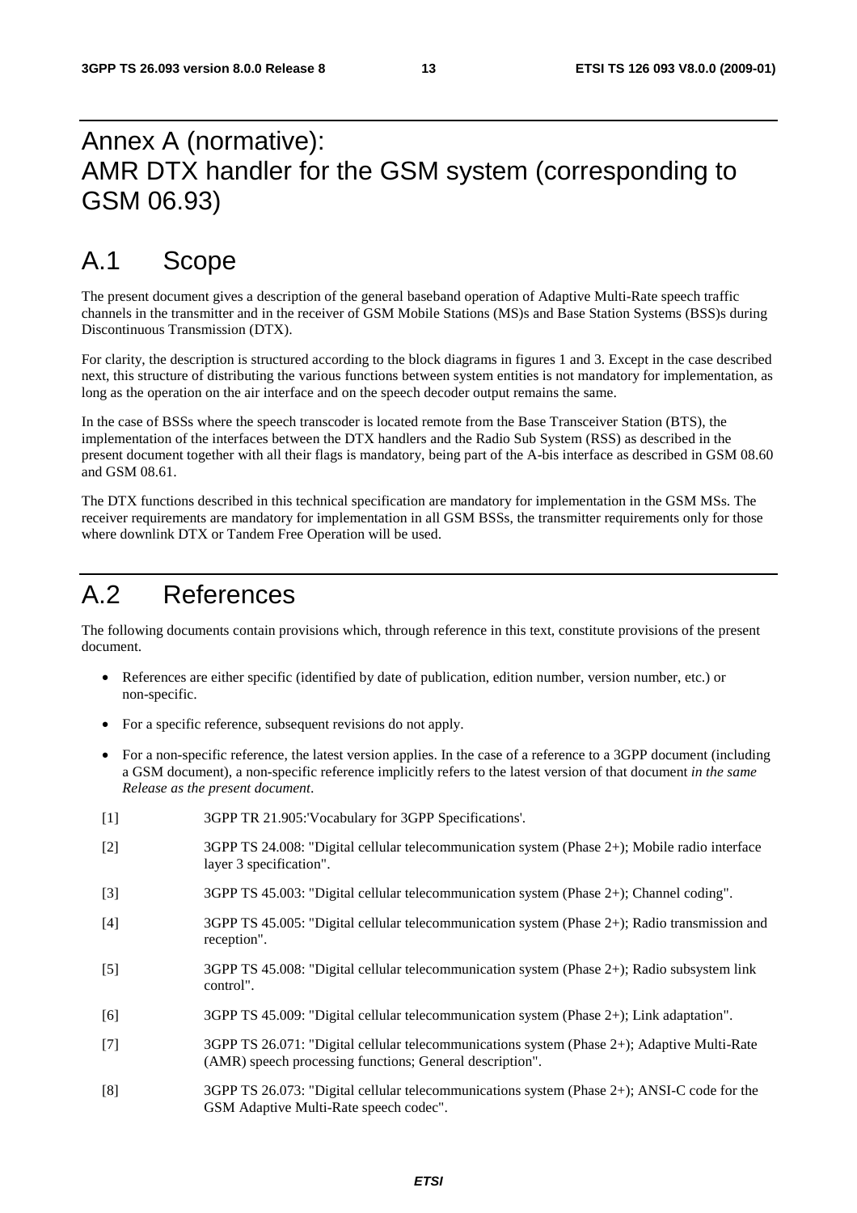# Annex A (normative): AMR DTX handler for the GSM system (corresponding to GSM 06.93)

## A.1 Scope

The present document gives a description of the general baseband operation of Adaptive Multi-Rate speech traffic channels in the transmitter and in the receiver of GSM Mobile Stations (MS)s and Base Station Systems (BSS)s during Discontinuous Transmission (DTX).

For clarity, the description is structured according to the block diagrams in figures 1 and 3. Except in the case described next, this structure of distributing the various functions between system entities is not mandatory for implementation, as long as the operation on the air interface and on the speech decoder output remains the same.

In the case of BSSs where the speech transcoder is located remote from the Base Transceiver Station (BTS), the implementation of the interfaces between the DTX handlers and the Radio Sub System (RSS) as described in the present document together with all their flags is mandatory, being part of the A-bis interface as described in GSM 08.60 and GSM 08.61.

The DTX functions described in this technical specification are mandatory for implementation in the GSM MSs. The receiver requirements are mandatory for implementation in all GSM BSSs, the transmitter requirements only for those where downlink DTX or Tandem Free Operation will be used.

## A.2 References

The following documents contain provisions which, through reference in this text, constitute provisions of the present document.

- References are either specific (identified by date of publication, edition number, version number, etc.) or non-specific.
- For a specific reference, subsequent revisions do not apply.
- For a non-specific reference, the latest version applies. In the case of a reference to a 3GPP document (including a GSM document), a non-specific reference implicitly refers to the latest version of that document *in the same Release as the present document*.

[1] 3GPP TR 21.905:'Vocabulary for 3GPP Specifications'.

[2] 3GPP TS 24.008: "Digital cellular telecommunication system (Phase 2+); Mobile radio interface layer 3 specification".

[3] 3GPP TS 45.003: "Digital cellular telecommunication system (Phase 2+); Channel coding".

[4] 3GPP TS 45.005: "Digital cellular telecommunication system (Phase 2+); Radio transmission and reception".

[5] 3GPP TS 45.008: "Digital cellular telecommunication system (Phase 2+); Radio subsystem link control".

[6] 3GPP TS 45.009: "Digital cellular telecommunication system (Phase 2+); Link adaptation".

[7] 3GPP TS 26.071: "Digital cellular telecommunications system (Phase 2+); Adaptive Multi-Rate (AMR) speech processing functions; General description".

[8] 3GPP TS 26.073: "Digital cellular telecommunications system (Phase 2+); ANSI-C code for the GSM Adaptive Multi-Rate speech codec".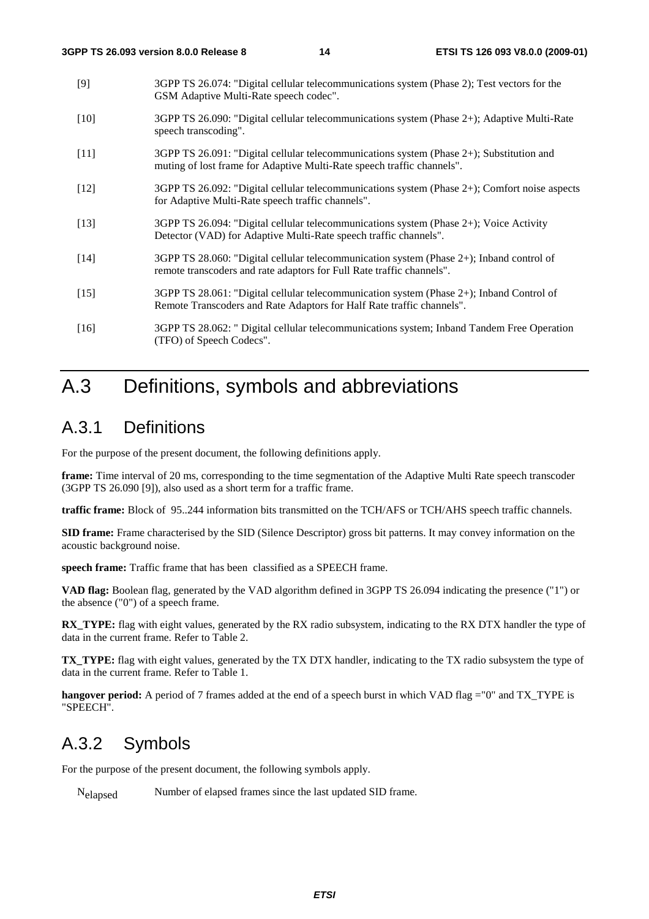[9] 3GPP TS 26.074: "Digital cellular telecommunications system (Phase 2); Test vectors for the GSM Adaptive Multi-Rate speech codec".

[10] 3GPP TS 26.090: "Digital cellular telecommunications system (Phase 2+); Adaptive Multi-Rate speech transcoding".

[11] 3GPP TS 26.091: "Digital cellular telecommunications system (Phase 2+); Substitution and muting of lost frame for Adaptive Multi-Rate speech traffic channels".

[12] 3GPP TS 26.092: "Digital cellular telecommunications system (Phase 2+); Comfort noise aspects for Adaptive Multi-Rate speech traffic channels".

[13] 3GPP TS 26.094: "Digital cellular telecommunications system (Phase 2+); Voice Activity Detector (VAD) for Adaptive Multi-Rate speech traffic channels".

[14] 3GPP TS 28.060: "Digital cellular telecommunication system (Phase 2+); Inband control of remote transcoders and rate adaptors for Full Rate traffic channels".

[15] 3GPP TS 28.061: "Digital cellular telecommunication system (Phase 2+); Inband Control of Remote Transcoders and Rate Adaptors for Half Rate traffic channels".

[16] 3GPP TS 28.062: " Digital cellular telecommunications system; Inband Tandem Free Operation (TFO) of Speech Codecs".

# A.3 Definitions, symbols and abbreviations

## A.3.1 Definitions

For the purpose of the present document, the following definitions apply.

**frame:** Time interval of 20 ms, corresponding to the time segmentation of the Adaptive Multi Rate speech transcoder (3GPP TS 26.090 [9]), also used as a short term for a traffic frame.

**traffic frame:** Block of 95..244 information bits transmitted on the TCH/AFS or TCH/AHS speech traffic channels.

**SID frame:** Frame characterised by the SID (Silence Descriptor) gross bit patterns. It may convey information on the acoustic background noise.

**speech frame:** Traffic frame that has been classified as a SPEECH frame.

**VAD flag:** Boolean flag, generated by the VAD algorithm defined in 3GPP TS 26.094 indicating the presence ("1") or the absence ("0") of a speech frame.

**RX_TYPE:** flag with eight values, generated by the RX radio subsystem, indicating to the RX DTX handler the type of data in the current frame. Refer to Table 2.

**TX_TYPE:** flag with eight values, generated by the TX DTX handler, indicating to the TX radio subsystem the type of data in the current frame. Refer to Table 1.

**hangover period:** A period of 7 frames added at the end of a speech burst in which VAD flag ="0" and TX_TYPE is "SPEECH".

## A.3.2 Symbols

For the purpose of the present document, the following symbols apply.

$N_{elapsed}$ Number of elapsed frames since the last updated SID frame.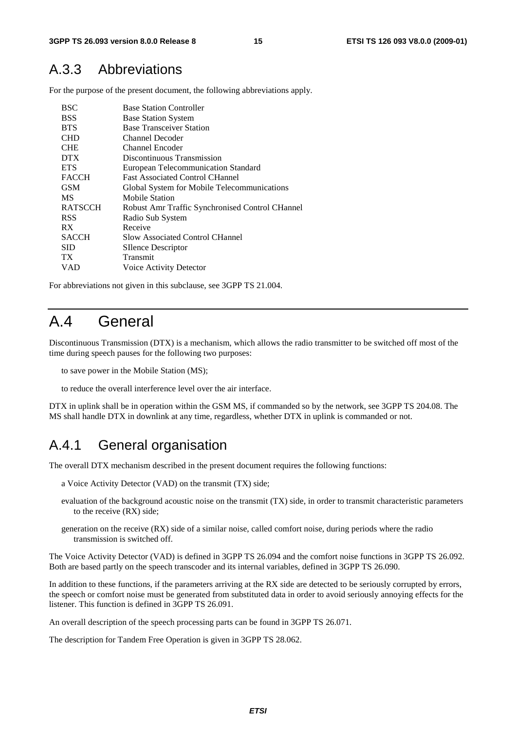## A.3.3 Abbreviations

For the purpose of the present document, the following abbreviations apply.

| | |
|---|---|
| BSC | Base Station Controller |
| BSS | Base Station System |
| BTS | Base Transceiver Station |
| CHD | Channel Decoder |
| CHE | Channel Encoder |
| DTX | Discontinuous Transmission |
| ETS | European Telecommunication Standard |
| FACCH | Fast Associated Control CHannel |
| GSM | Global System for Mobile Telecommunications |
| MS | Mobile Station |
| RATSCCH | Robust Amr Traffic Synchronised Control CHannel |
| RSS | Radio Sub System |
| RX | Receive |
| SACCH | Slow Associated Control CHannel |
| SID | SIlence Descriptor |
| TX | Transmit |
| VAD | Voice Activity Detector |

For abbreviations not given in this subclause, see 3GPP TS 21.004.

# A.4 General

Discontinuous Transmission (DTX) is a mechanism, which allows the radio transmitter to be switched off most of the time during speech pauses for the following two purposes:

to save power in the Mobile Station (MS);

to reduce the overall interference level over the air interface.

DTX in uplink shall be in operation within the GSM MS, if commanded so by the network, see 3GPP TS 204.08. The MS shall handle DTX in downlink at any time, regardless, whether DTX in uplink is commanded or not.

## A.4.1 General organisation

The overall DTX mechanism described in the present document requires the following functions:

a Voice Activity Detector (VAD) on the transmit (TX) side;

evaluation of the background acoustic noise on the transmit (TX) side, in order to transmit characteristic parameters to the receive (RX) side;

generation on the receive (RX) side of a similar noise, called comfort noise, during periods where the radio transmission is switched off.

The Voice Activity Detector (VAD) is defined in 3GPP TS 26.094 and the comfort noise functions in 3GPP TS 26.092. Both are based partly on the speech transcoder and its internal variables, defined in 3GPP TS 26.090.

In addition to these functions, if the parameters arriving at the RX side are detected to be seriously corrupted by errors, the speech or comfort noise must be generated from substituted data in order to avoid seriously annoying effects for the listener. This function is defined in 3GPP TS 26.091.

An overall description of the speech processing parts can be found in 3GPP TS 26.071.

The description for Tandem Free Operation is given in 3GPP TS 28.062.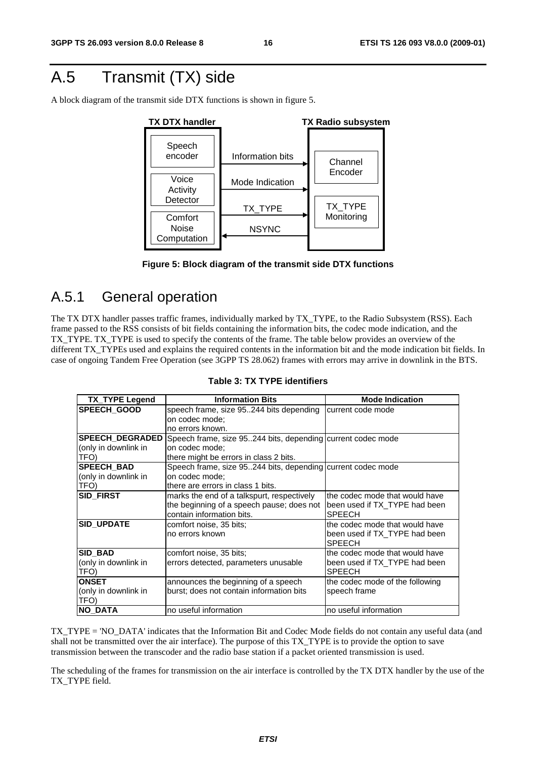# A.5 Transmit (TX) side

A block diagram of the transmit side DTX functions is shown in figure 5.

**Figure 5: Block diagram of the transmit side DTX functions**

## A.5.1 General operation

The TX DTX handler passes traffic frames, individually marked by TX_TYPE, to the Radio Subsystem (RSS). Each frame passed to the RSS consists of bit fields containing the information bits, the codec mode indication, and the TX_TYPE. TX_TYPE is used to specify the contents of the frame. The table below provides an overview of the different TX_TYPEs used and explains the required contents in the information bit and the mode indication bit fields. In case of ongoing Tandem Free Operation (see 3GPP TS 28.062) frames with errors may arrive in downlink in the BTS.

**Table 3: TX TYPE identifiers**

| TX_TYPE Legend | Information Bits | Mode Indication |
|---|---|---|
| **SPEECH_GOOD** | speech frame, size 95..244 bits depending on codec mode; no errors known. | current code mode |
| **SPEECH_DEGRADED** (only in downlink in TFO) | Speech frame, size 95..244 bits, depending on codec mode; there might be errors in class 2 bits. | current codec mode |
| **SPEECH_BAD** (only in downlink in TFO) | Speech frame, size 95..244 bits, depending on codec mode; there are errors in class 1 bits. | current codec mode |
| **SID_FIRST** | marks the end of a talkspurt, respectively the beginning of a speech pause; does not contain information bits. | the codec mode that would have been used if TX_TYPE had been SPEECH |
| **SID_UPDATE** | comfort noise, 35 bits; no errors known | the codec mode that would have been used if TX_TYPE had been SPEECH |
| **SID_BAD** (only in downlink in TFO) | comfort noise, 35 bits; errors detected, parameters unusable | the codec mode that would have been used if TX_TYPE had been SPEECH |
| **ONSET** (only in downlink in TFO) | announces the beginning of a speech burst; does not contain information bits | the codec mode of the following speech frame |
| **NO_DATA** | no useful information | no useful information |

TX_TYPE = 'NO_DATA' indicates that the Information Bit and Codec Mode fields do not contain any useful data (and shall not be transmitted over the air interface). The purpose of this TX_TYPE is to provide the option to save transmission between the transcoder and the radio base station if a packet oriented transmission is used.

The scheduling of the frames for transmission on the air interface is controlled by the TX DTX handler by the use of the TX_TYPE field.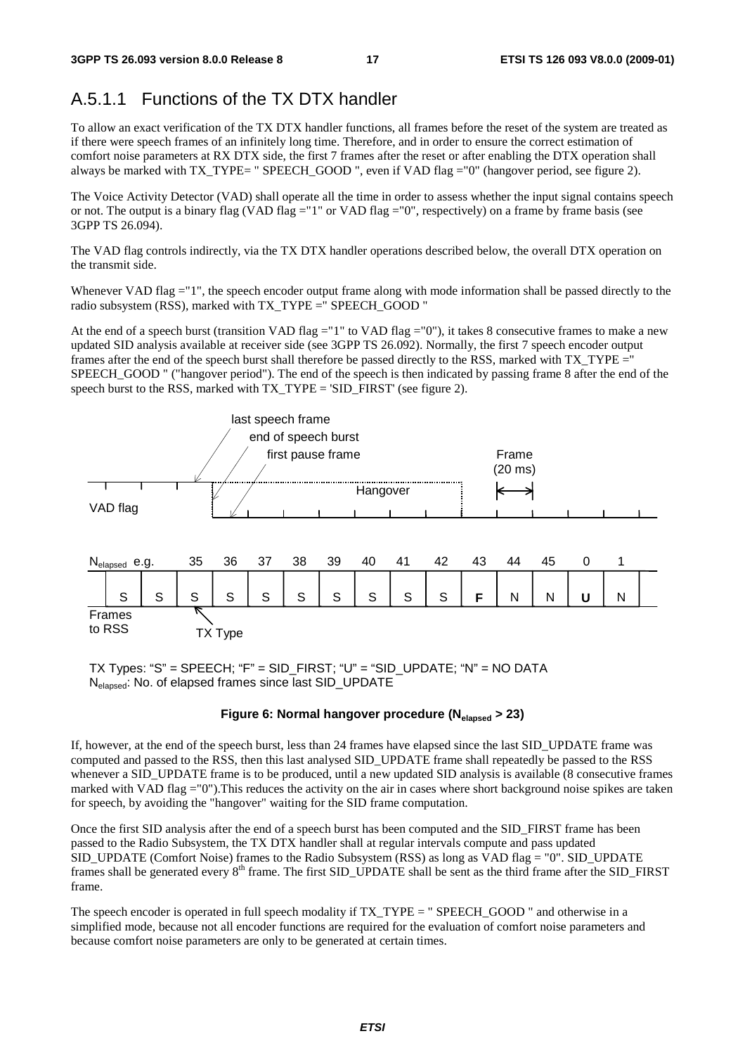## A.5.1.1 Functions of the TX DTX handler

To allow an exact verification of the TX DTX handler functions, all frames before the reset of the system are treated as if there were speech frames of an infinitely long time. Therefore, and in order to ensure the correct estimation of comfort noise parameters at RX DTX side, the first 7 frames after the reset or after enabling the DTX operation shall always be marked with TX_TYPE= " SPEECH_GOOD ", even if VAD flag ="0" (hangover period, see figure 2).

The Voice Activity Detector (VAD) shall operate all the time in order to assess whether the input signal contains speech or not. The output is a binary flag (VAD flag ="1" or VAD flag ="0", respectively) on a frame by frame basis (see 3GPP TS 26.094).

The VAD flag controls indirectly, via the TX DTX handler operations described below, the overall DTX operation on the transmit side.

Whenever VAD flag ="1", the speech encoder output frame along with mode information shall be passed directly to the radio subsystem (RSS), marked with TX_TYPE =" SPEECH_GOOD "

At the end of a speech burst (transition VAD flag ="1" to VAD flag ="0"), it takes 8 consecutive frames to make a new updated SID analysis available at receiver side (see 3GPP TS 26.092). Normally, the first 7 speech encoder output frames after the end of the speech burst shall therefore be passed directly to the RSS, marked with TX_TYPE =" SPEECH_GOOD " ("hangover period"). The end of the speech is then indicated by passing frame 8 after the end of the speech burst to the RSS, marked with TX_TYPE = 'SID_FIRST' (see figure 2).

| $N_{elapsed}$ e.g. | | | 35 | 36 | 37 | 38 | 39 | 40 | 41 | 42 | 43 | 44 | 45 | 0 | 1 |
|---|---|---|---|---|---|---|---|---|---|---|---|---|---|---|---|
| Frames to RSS | S | S | S | S | S | S | S | S | S | S | F | N | N | U | N |

TX Types: "S" = SPEECH; "F" = SID_FIRST; "U" = "SID_UPDATE; "N" = NO DATA
$N_{elapsed}$: No. of elapsed frames since last SID_UPDATE

**Figure 6: Normal hangover procedure ($N_{elapsed}$ > 23)**

If, however, at the end of the speech burst, less than 24 frames have elapsed since the last SID_UPDATE frame was computed and passed to the RSS, then this last analysed SID_UPDATE frame shall repeatedly be passed to the RSS whenever a SID_UPDATE frame is to be produced, until a new updated SID analysis is available (8 consecutive frames marked with VAD flag ="0").This reduces the activity on the air in cases where short background noise spikes are taken for speech, by avoiding the "hangover" waiting for the SID frame computation.

Once the first SID analysis after the end of a speech burst has been computed and the SID_FIRST frame has been passed to the Radio Subsystem, the TX DTX handler shall at regular intervals compute and pass updated SID_UPDATE (Comfort Noise) frames to the Radio Subsystem (RSS) as long as VAD flag = "0". SID_UPDATE frames shall be generated every 8th frame. The first SID_UPDATE shall be sent as the third frame after the SID_FIRST frame.

The speech encoder is operated in full speech modality if TX_TYPE = " SPEECH_GOOD " and otherwise in a simplified mode, because not all encoder functions are required for the evaluation of comfort noise parameters and because comfort noise parameters are only to be generated at certain times.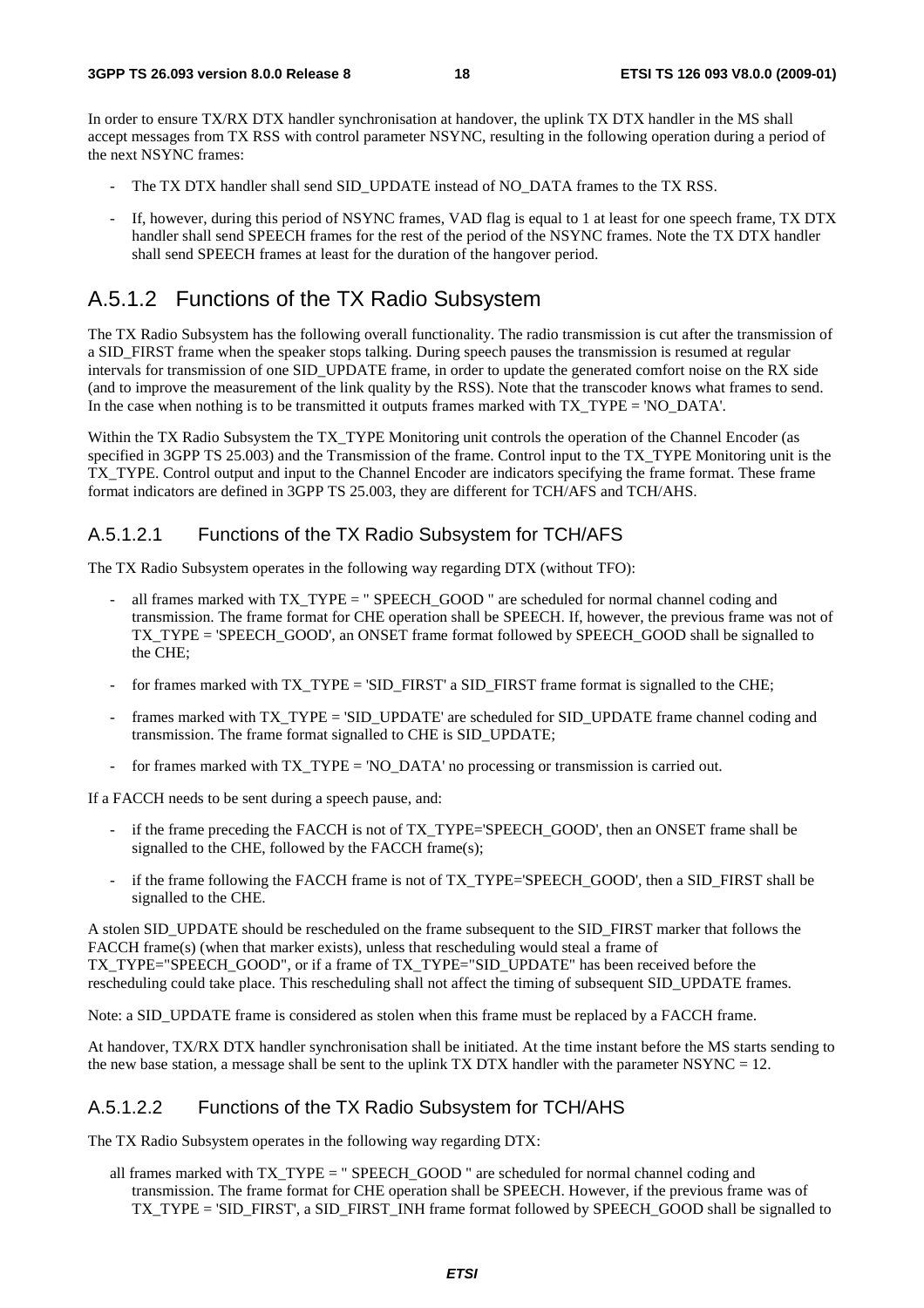In order to ensure TX/RX DTX handler synchronisation at handover, the uplink TX DTX handler in the MS shall accept messages from TX RSS with control parameter NSYNC, resulting in the following operation during a period of the next NSYNC frames:

- The TX DTX handler shall send SID_UPDATE instead of NO_DATA frames to the TX RSS.
- If, however, during this period of NSYNC frames, VAD flag is equal to 1 at least for one speech frame, TX DTX handler shall send SPEECH frames for the rest of the period of the NSYNC frames. Note the TX DTX handler shall send SPEECH frames at least for the duration of the hangover period.

## A.5.1.2 Functions of the TX Radio Subsystem

The TX Radio Subsystem has the following overall functionality. The radio transmission is cut after the transmission of a SID_FIRST frame when the speaker stops talking. During speech pauses the transmission is resumed at regular intervals for transmission of one SID_UPDATE frame, in order to update the generated comfort noise on the RX side (and to improve the measurement of the link quality by the RSS). Note that the transcoder knows what frames to send. In the case when nothing is to be transmitted it outputs frames marked with TX_TYPE = 'NO_DATA'.

Within the TX Radio Subsystem the TX_TYPE Monitoring unit controls the operation of the Channel Encoder (as specified in 3GPP TS 25.003) and the Transmission of the frame. Control input to the TX_TYPE Monitoring unit is the TX_TYPE. Control output and input to the Channel Encoder are indicators specifying the frame format. These frame format indicators are defined in 3GPP TS 25.003, they are different for TCH/AFS and TCH/AHS.

### A.5.1.2.1 Functions of the TX Radio Subsystem for TCH/AFS

The TX Radio Subsystem operates in the following way regarding DTX (without TFO):

- all frames marked with TX_TYPE = " SPEECH_GOOD " are scheduled for normal channel coding and transmission. The frame format for CHE operation shall be SPEECH. If, however, the previous frame was not of TX_TYPE = 'SPEECH_GOOD', an ONSET frame format followed by SPEECH_GOOD shall be signalled to the CHE;
- for frames marked with TX_TYPE = 'SID_FIRST' a SID_FIRST frame format is signalled to the CHE;
- frames marked with TX_TYPE = 'SID_UPDATE' are scheduled for SID_UPDATE frame channel coding and transmission. The frame format signalled to CHE is SID_UPDATE;
- for frames marked with TX_TYPE = 'NO_DATA' no processing or transmission is carried out.

If a FACCH needs to be sent during a speech pause, and:

- if the frame preceding the FACCH is not of TX_TYPE='SPEECH_GOOD', then an ONSET frame shall be signalled to the CHE, followed by the FACCH frame(s);
- if the frame following the FACCH frame is not of TX_TYPE='SPEECH_GOOD', then a SID_FIRST shall be signalled to the CHE.

A stolen SID_UPDATE should be rescheduled on the frame subsequent to the SID_FIRST marker that follows the FACCH frame(s) (when that marker exists), unless that rescheduling would steal a frame of TX_TYPE="SPEECH_GOOD", or if a frame of TX_TYPE="SID_UPDATE" has been received before the rescheduling could take place. This rescheduling shall not affect the timing of subsequent SID_UPDATE frames.

Note: a SID_UPDATE frame is considered as stolen when this frame must be replaced by a FACCH frame.

At handover, TX/RX DTX handler synchronisation shall be initiated. At the time instant before the MS starts sending to the new base station, a message shall be sent to the uplink TX DTX handler with the parameter NSYNC = 12.

### A.5.1.2.2 Functions of the TX Radio Subsystem for TCH/AHS

The TX Radio Subsystem operates in the following way regarding DTX:

all frames marked with TX_TYPE = " SPEECH_GOOD " are scheduled for normal channel coding and transmission. The frame format for CHE operation shall be SPEECH. However, if the previous frame was of TX_TYPE = 'SID_FIRST', a SID_FIRST_INH frame format followed by SPEECH_GOOD shall be signalled to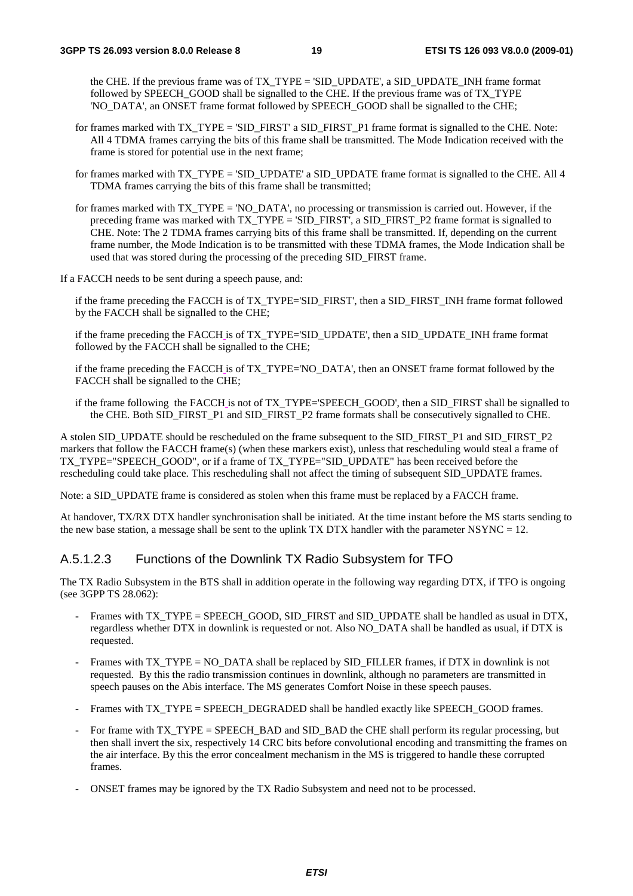the CHE. If the previous frame was of TX_TYPE = 'SID_UPDATE', a SID_UPDATE_INH frame format followed by SPEECH_GOOD shall be signalled to the CHE. If the previous frame was of TX_TYPE 'NO_DATA', an ONSET frame format followed by SPEECH_GOOD shall be signalled to the CHE;

for frames marked with TX_TYPE = 'SID_FIRST' a SID_FIRST_P1 frame format is signalled to the CHE. Note: All 4 TDMA frames carrying the bits of this frame shall be transmitted. The Mode Indication received with the frame is stored for potential use in the next frame;

for frames marked with TX_TYPE = 'SID_UPDATE' a SID_UPDATE frame format is signalled to the CHE. All 4 TDMA frames carrying the bits of this frame shall be transmitted;

for frames marked with TX_TYPE = 'NO_DATA', no processing or transmission is carried out. However, if the preceding frame was marked with TX_TYPE = 'SID_FIRST', a SID_FIRST_P2 frame format is signalled to CHE. Note: The 2 TDMA frames carrying bits of this frame shall be transmitted. If, depending on the current frame number, the Mode Indication is to be transmitted with these TDMA frames, the Mode Indication shall be used that was stored during the processing of the preceding SID_FIRST frame.

If a FACCH needs to be sent during a speech pause, and:

if the frame preceding the FACCH is of TX_TYPE='SID_FIRST', then a SID_FIRST_INH frame format followed by the FACCH shall be signalled to the CHE;

if the frame preceding the FACCH is of TX_TYPE='SID_UPDATE', then a SID_UPDATE_INH frame format followed by the FACCH shall be signalled to the CHE;

if the frame preceding the FACCH is of TX_TYPE='NO_DATA', then an ONSET frame format followed by the FACCH shall be signalled to the CHE;

if the frame following the FACCH is not of TX_TYPE='SPEECH_GOOD', then a SID_FIRST shall be signalled to the CHE. Both SID_FIRST_P1 and SID_FIRST_P2 frame formats shall be consecutively signalled to CHE.

A stolen SID_UPDATE should be rescheduled on the frame subsequent to the SID_FIRST_P1 and SID_FIRST_P2 markers that follow the FACCH frame(s) (when these markers exist), unless that rescheduling would steal a frame of TX_TYPE="SPEECH_GOOD", or if a frame of TX_TYPE="SID_UPDATE" has been received before the rescheduling could take place. This rescheduling shall not affect the timing of subsequent SID_UPDATE frames.

Note: a SID_UPDATE frame is considered as stolen when this frame must be replaced by a FACCH frame.

At handover, TX/RX DTX handler synchronisation shall be initiated. At the time instant before the MS starts sending to the new base station, a message shall be sent to the uplink TX DTX handler with the parameter NSYNC = 12.

### A.5.1.2.3 Functions of the Downlink TX Radio Subsystem for TFO

The TX Radio Subsystem in the BTS shall in addition operate in the following way regarding DTX, if TFO is ongoing (see 3GPP TS 28.062):

- Frames with TX_TYPE = SPEECH_GOOD, SID_FIRST and SID_UPDATE shall be handled as usual in DTX, regardless whether DTX in downlink is requested or not. Also NO_DATA shall be handled as usual, if DTX is requested.
- Frames with TX_TYPE = NO_DATA shall be replaced by SID_FILLER frames, if DTX in downlink is not requested. By this the radio transmission continues in downlink, although no parameters are transmitted in speech pauses on the Abis interface. The MS generates Comfort Noise in these speech pauses.
- Frames with TX_TYPE = SPEECH_DEGRADED shall be handled exactly like SPEECH_GOOD frames.
- For frame with TX_TYPE = SPEECH_BAD and SID_BAD the CHE shall perform its regular processing, but then shall invert the six, respectively 14 CRC bits before convolutional encoding and transmitting the frames on the air interface. By this the error concealment mechanism in the MS is triggered to handle these corrupted frames.
- ONSET frames may be ignored by the TX Radio Subsystem and need not to be processed.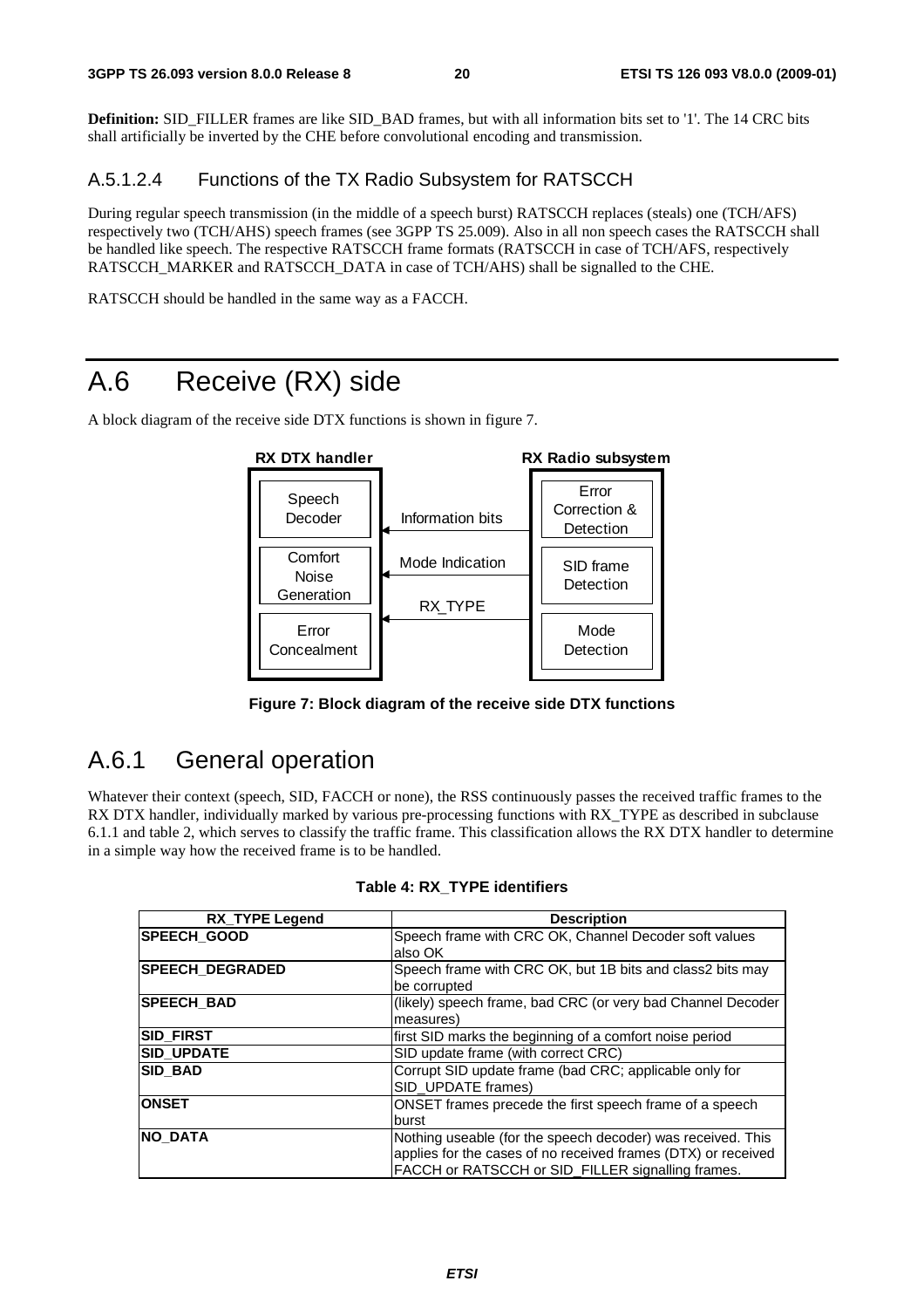**Definition:** SID_FILLER frames are like SID_BAD frames, but with all information bits set to '1'. The 14 CRC bits shall artificially be inverted by the CHE before convolutional encoding and transmission.

#### A.5.1.2.4 Functions of the TX Radio Subsystem for RATSCCH

During regular speech transmission (in the middle of a speech burst) RATSCCH replaces (steals) one (TCH/AFS) respectively two (TCH/AHS) speech frames (see 3GPP TS 25.009). Also in all non speech cases the RATSCCH shall be handled like speech. The respective RATSCCH frame formats (RATSCCH in case of TCH/AFS, respectively RATSCCH_MARKER and RATSCCH_DATA in case of TCH/AHS) shall be signalled to the CHE.

RATSCCH should be handled in the same way as a FACCH.

# A.6 Receive (RX) side

A block diagram of the receive side DTX functions is shown in figure 7.

| RX DTX handler | | RX Radio subsystem |
|---|---|---|
| Speech Decoder | ← Information bits | Error Correction & Detection |
| Comfort Noise Generation | ← Mode Indication | SID frame Detection |
| Error Concealment | ← RX_TYPE | Mode Detection |

**Figure 7: Block diagram of the receive side DTX functions**

## A.6.1 General operation

Whatever their context (speech, SID, FACCH or none), the RSS continuously passes the received traffic frames to the RX DTX handler, individually marked by various pre-processing functions with RX_TYPE as described in subclause 6.1.1 and table 2, which serves to classify the traffic frame. This classification allows the RX DTX handler to determine in a simple way how the received frame is to be handled.

**Table 4: RX_TYPE identifiers**

| RX_TYPE Legend | Description |
|---|---|
| **SPEECH_GOOD** | Speech frame with CRC OK, Channel Decoder soft values also OK |
| **SPEECH_DEGRADED** | Speech frame with CRC OK, but 1B bits and class2 bits may be corrupted |
| **SPEECH_BAD** | (likely) speech frame, bad CRC (or very bad Channel Decoder measures) |
| **SID_FIRST** | first SID marks the beginning of a comfort noise period |
| **SID_UPDATE** | SID update frame (with correct CRC) |
| **SID_BAD** | Corrupt SID update frame (bad CRC; applicable only for SID_UPDATE frames) |
| **ONSET** | ONSET frames precede the first speech frame of a speech burst |
| **NO_DATA** | Nothing useable (for the speech decoder) was received. This applies for the cases of no received frames (DTX) or received FACCH or RATSCCH or SID_FILLER signalling frames. |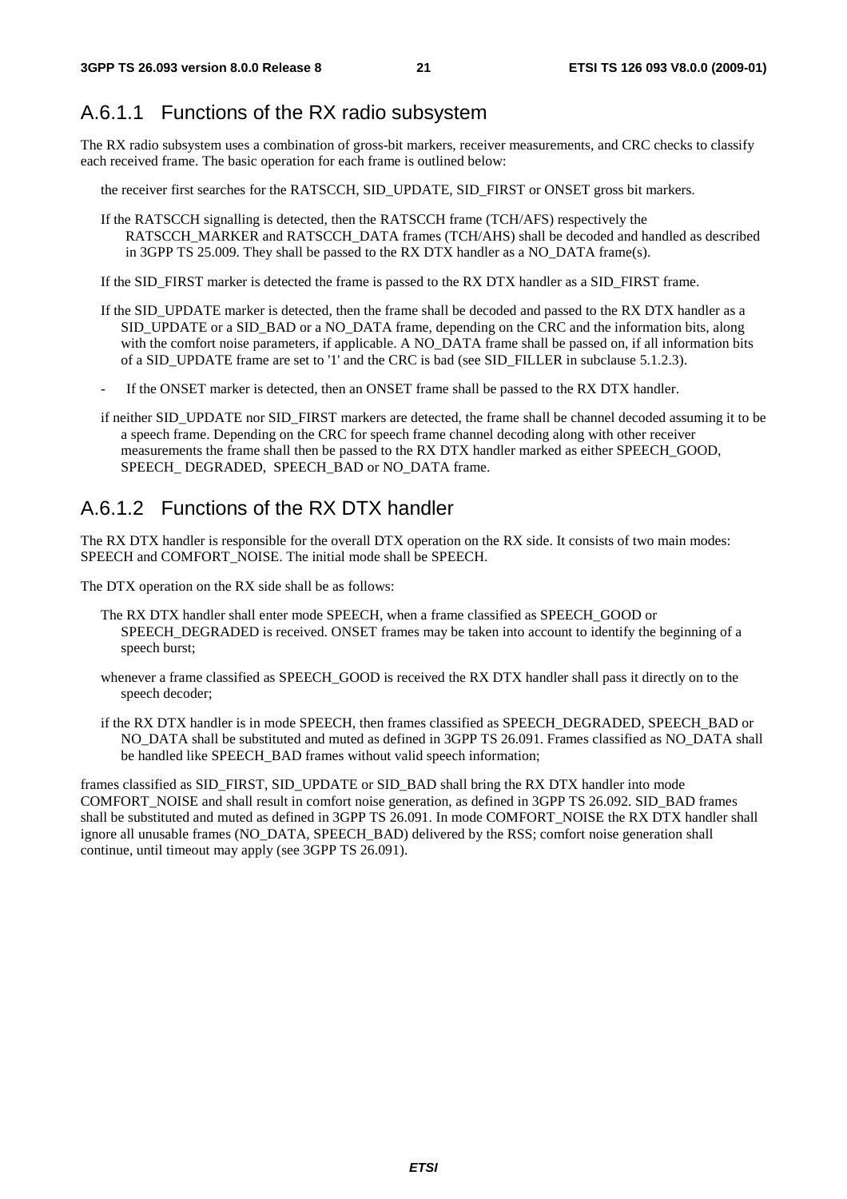## A.6.1.1 Functions of the RX radio subsystem

The RX radio subsystem uses a combination of gross-bit markers, receiver measurements, and CRC checks to classify each received frame. The basic operation for each frame is outlined below:

the receiver first searches for the RATSCCH, SID_UPDATE, SID_FIRST or ONSET gross bit markers.

If the RATSCCH signalling is detected, then the RATSCCH frame (TCH/AFS) respectively the RATSCCH_MARKER and RATSCCH_DATA frames (TCH/AHS) shall be decoded and handled as described in 3GPP TS 25.009. They shall be passed to the RX DTX handler as a NO_DATA frame(s).

If the SID_FIRST marker is detected the frame is passed to the RX DTX handler as a SID_FIRST frame.

If the SID_UPDATE marker is detected, then the frame shall be decoded and passed to the RX DTX handler as a SID_UPDATE or a SID_BAD or a NO_DATA frame, depending on the CRC and the information bits, along with the comfort noise parameters, if applicable. A NO_DATA frame shall be passed on, if all information bits of a SID_UPDATE frame are set to '1' and the CRC is bad (see SID_FILLER in subclause 5.1.2.3).

- If the ONSET marker is detected, then an ONSET frame shall be passed to the RX DTX handler.

if neither SID_UPDATE nor SID_FIRST markers are detected, the frame shall be channel decoded assuming it to be a speech frame. Depending on the CRC for speech frame channel decoding along with other receiver measurements the frame shall then be passed to the RX DTX handler marked as either SPEECH_GOOD, SPEECH_ DEGRADED, SPEECH_BAD or NO_DATA frame.

## A.6.1.2 Functions of the RX DTX handler

The RX DTX handler is responsible for the overall DTX operation on the RX side. It consists of two main modes: SPEECH and COMFORT_NOISE. The initial mode shall be SPEECH.

The DTX operation on the RX side shall be as follows:

The RX DTX handler shall enter mode SPEECH, when a frame classified as SPEECH_GOOD or SPEECH_DEGRADED is received. ONSET frames may be taken into account to identify the beginning of a speech burst;

whenever a frame classified as SPEECH_GOOD is received the RX DTX handler shall pass it directly on to the speech decoder;

if the RX DTX handler is in mode SPEECH, then frames classified as SPEECH_DEGRADED, SPEECH_BAD or NO_DATA shall be substituted and muted as defined in 3GPP TS 26.091. Frames classified as NO_DATA shall be handled like SPEECH_BAD frames without valid speech information;

frames classified as SID_FIRST, SID_UPDATE or SID_BAD shall bring the RX DTX handler into mode COMFORT_NOISE and shall result in comfort noise generation, as defined in 3GPP TS 26.092. SID_BAD frames shall be substituted and muted as defined in 3GPP TS 26.091. In mode COMFORT_NOISE the RX DTX handler shall ignore all unusable frames (NO_DATA, SPEECH_BAD) delivered by the RSS; comfort noise generation shall continue, until timeout may apply (see 3GPP TS 26.091).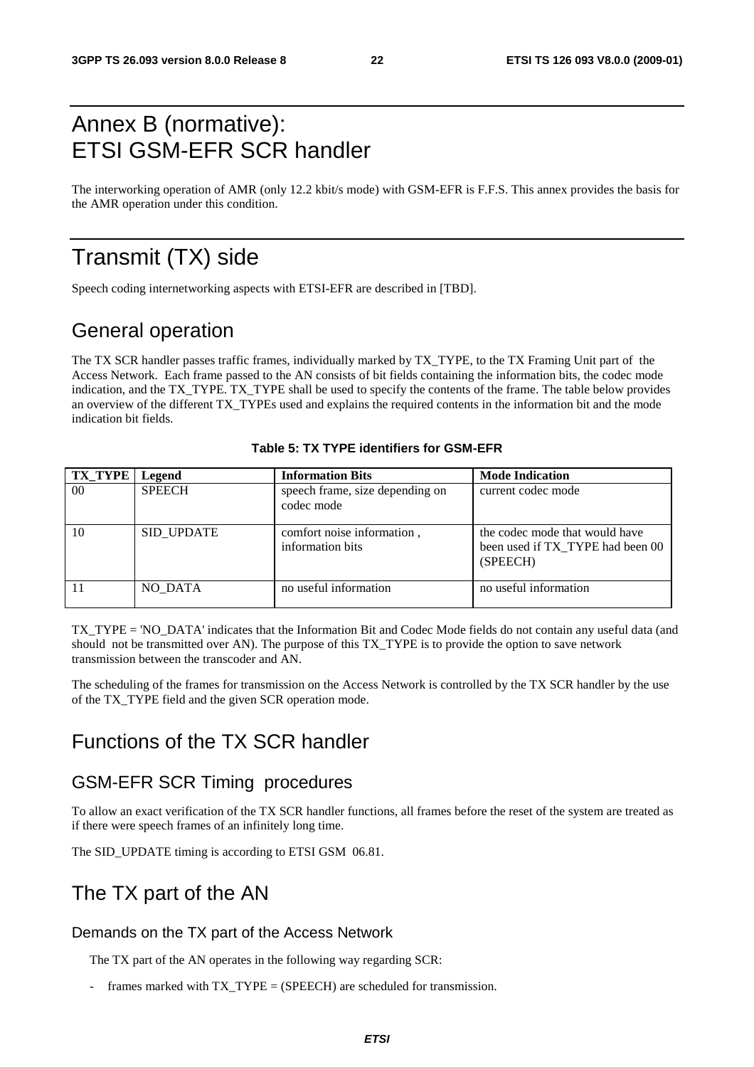# Annex B (normative): ETSI GSM-EFR SCR handler

The interworking operation of AMR (only 12.2 kbit/s mode) with GSM-EFR is F.F.S. This annex provides the basis for the AMR operation under this condition.

# Transmit (TX) side

Speech coding internetworking aspects with ETSI-EFR are described in [TBD].

## General operation

The TX SCR handler passes traffic frames, individually marked by TX_TYPE, to the TX Framing Unit part of the Access Network. Each frame passed to the AN consists of bit fields containing the information bits, the codec mode indication, and the TX_TYPE. TX_TYPE shall be used to specify the contents of the frame. The table below provides an overview of the different TX_TYPEs used and explains the required contents in the information bit and the mode indication bit fields.

**Table 5: TX TYPE identifiers for GSM-EFR**

| TX_TYPE | Legend | Information Bits | Mode Indication |
|---|---|---|---|
| 00 | SPEECH | speech frame, size depending on codec mode | current codec mode |
| 10 | SID_UPDATE | comfort noise information , information bits | the codec mode that would have been used if TX_TYPE had been 00 (SPEECH) |
| 11 | NO_DATA | no useful information | no useful information |

TX_TYPE = 'NO_DATA' indicates that the Information Bit and Codec Mode fields do not contain any useful data (and should not be transmitted over AN). The purpose of this TX_TYPE is to provide the option to save network transmission between the transcoder and AN.

The scheduling of the frames for transmission on the Access Network is controlled by the TX SCR handler by the use of the TX_TYPE field and the given SCR operation mode.

## Functions of the TX SCR handler

### GSM-EFR SCR Timing procedures

To allow an exact verification of the TX SCR handler functions, all frames before the reset of the system are treated as if there were speech frames of an infinitely long time.

The SID_UPDATE timing is according to ETSI GSM 06.81.

## The TX part of the AN

#### Demands on the TX part of the Access Network

The TX part of the AN operates in the following way regarding SCR:

- frames marked with TX_TYPE = (SPEECH) are scheduled for transmission.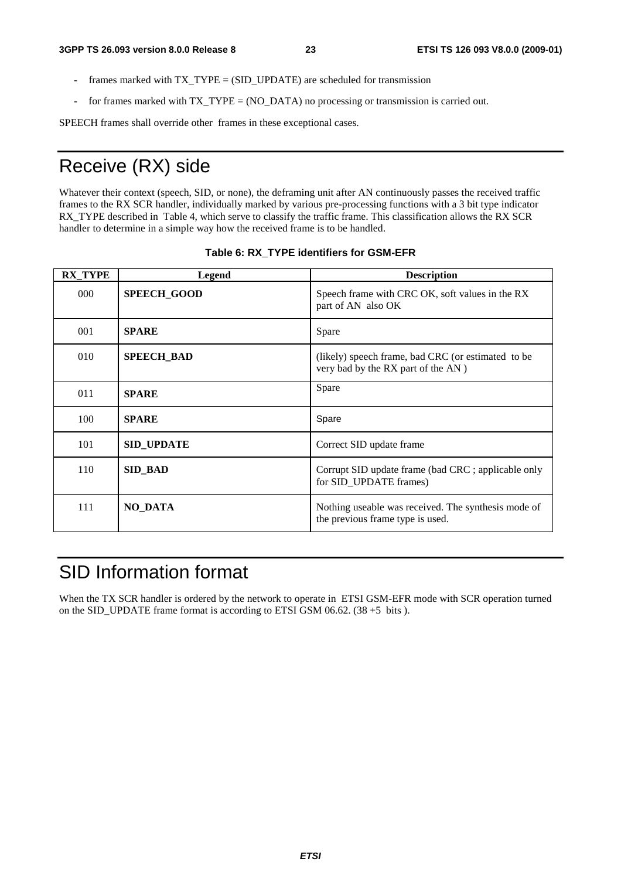- frames marked with TX_TYPE = (SID_UPDATE) are scheduled for transmission
- for frames marked with TX_TYPE = (NO_DATA) no processing or transmission is carried out.

SPEECH frames shall override other frames in these exceptional cases.

# Receive (RX) side

Whatever their context (speech, SID, or none), the deframing unit after AN continuously passes the received traffic frames to the RX SCR handler, individually marked by various pre-processing functions with a 3 bit type indicator RX_TYPE described in Table 4, which serve to classify the traffic frame. This classification allows the RX SCR handler to determine in a simple way how the received frame is to be handled.

**Table 6: RX_TYPE identifiers for GSM-EFR**

| RX_TYPE | Legend | Description |
|---|---|---|
| 000 | **SPEECH_GOOD** | Speech frame with CRC OK, soft values in the RX part of AN also OK |
| 001 | **SPARE** | Spare |
| 010 | **SPEECH_BAD** | (likely) speech frame, bad CRC (or estimated to be very bad by the RX part of the AN ) |
| 011 | **SPARE** | Spare |
| 100 | **SPARE** | Spare |
| 101 | **SID_UPDATE** | Correct SID update frame |
| 110 | **SID_BAD** | Corrupt SID update frame (bad CRC ; applicable only for SID_UPDATE frames) |
| 111 | **NO_DATA** | Nothing useable was received. The synthesis mode of the previous frame type is used. |

# SID Information format

When the TX SCR handler is ordered by the network to operate in ETSI GSM-EFR mode with SCR operation turned on the SID_UPDATE frame format is according to ETSI GSM 06.62. (38 +5 bits ).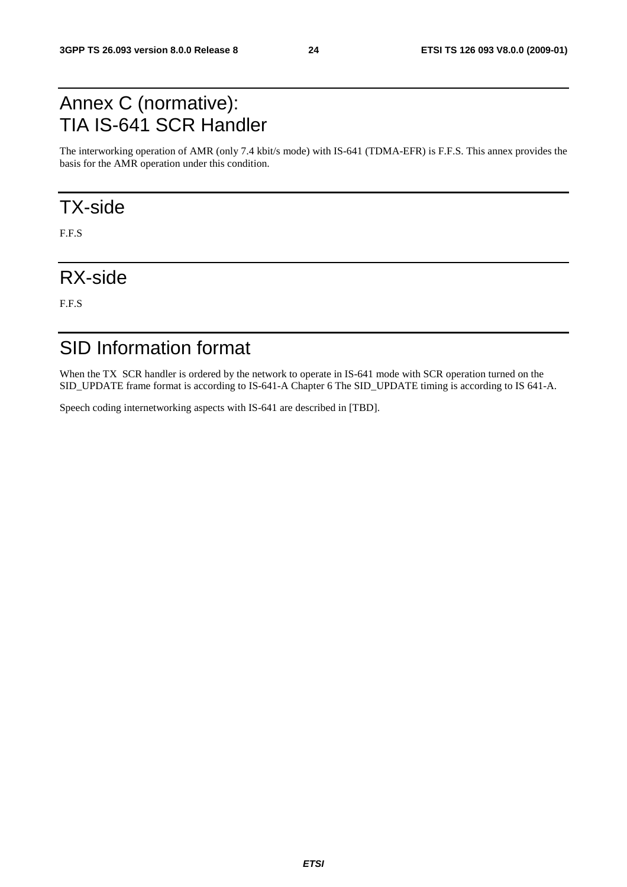# Annex C (normative): TIA IS-641 SCR Handler

The interworking operation of AMR (only 7.4 kbit/s mode) with IS-641 (TDMA-EFR) is F.F.S. This annex provides the basis for the AMR operation under this condition.

# TX-side

F.F.S

# RX-side

F.F.S

# SID Information format

When the TX SCR handler is ordered by the network to operate in IS-641 mode with SCR operation turned on the SID_UPDATE frame format is according to IS-641-A Chapter 6 The SID_UPDATE timing is according to IS 641-A.

Speech coding internetworking aspects with IS-641 are described in [TBD].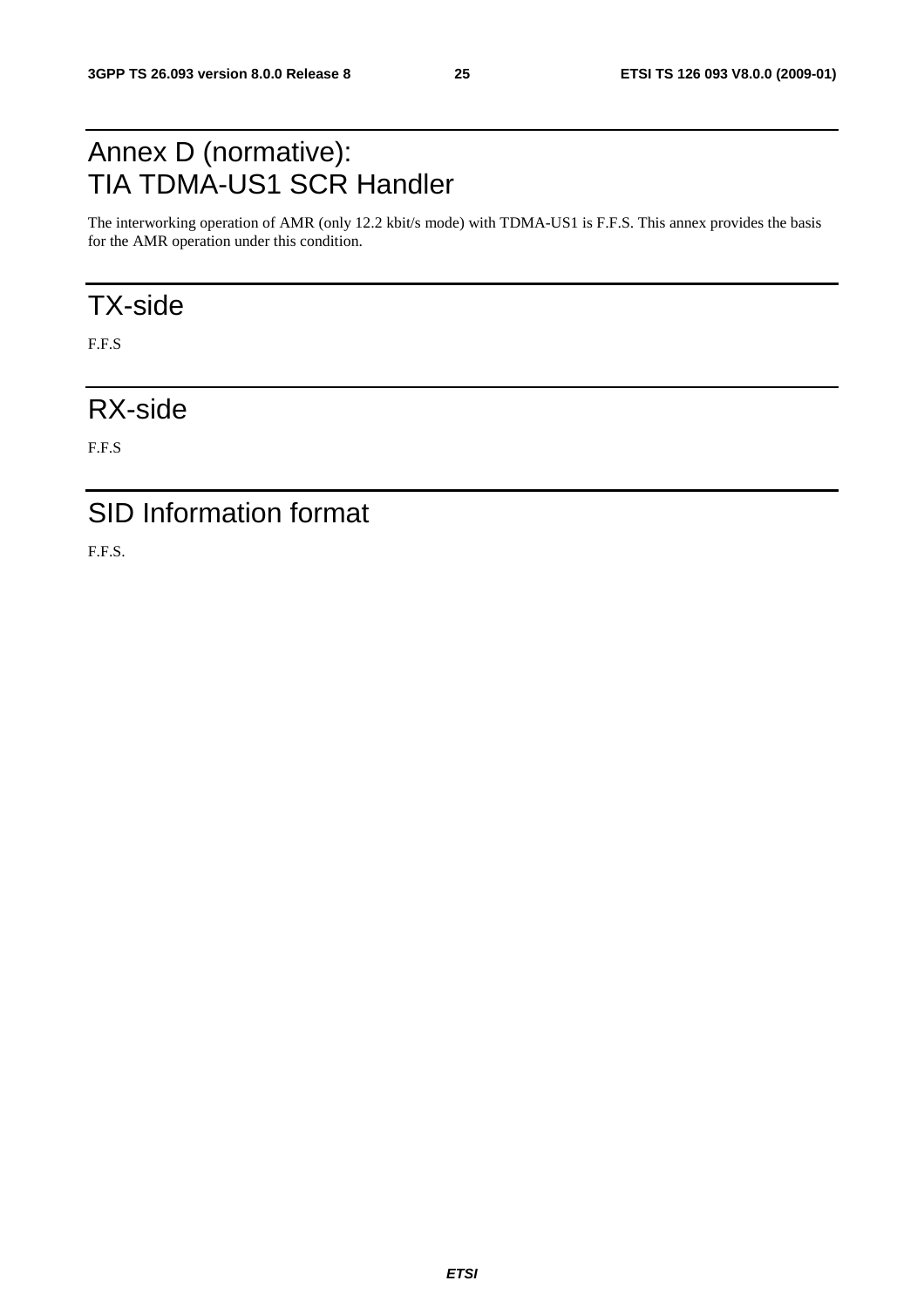# Annex D (normative): TIA TDMA-US1 SCR Handler

The interworking operation of AMR (only 12.2 kbit/s mode) with TDMA-US1 is F.F.S. This annex provides the basis for the AMR operation under this condition.

## TX-side

F.F.S

## RX-side

F.F.S

## SID Information format

F.F.S.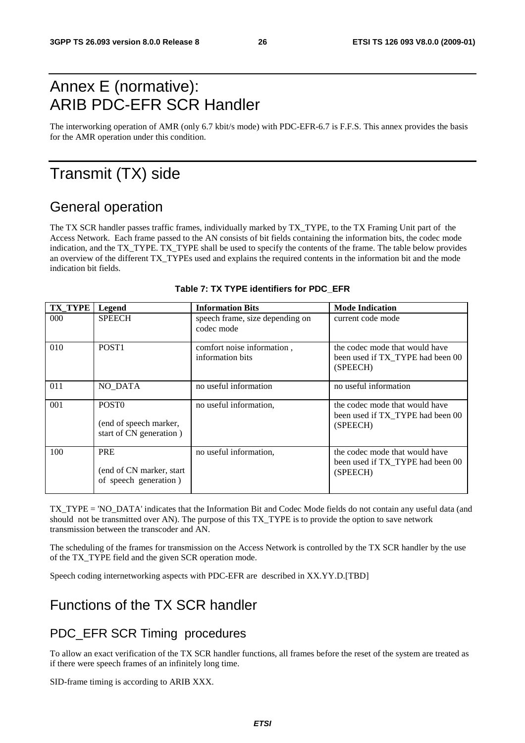# Annex E (normative): ARIB PDC-EFR SCR Handler

The interworking operation of AMR (only 6.7 kbit/s mode) with PDC-EFR-6.7 is F.F.S. This annex provides the basis for the AMR operation under this condition.

# Transmit (TX) side

## General operation

The TX SCR handler passes traffic frames, individually marked by TX_TYPE, to the TX Framing Unit part of the Access Network. Each frame passed to the AN consists of bit fields containing the information bits, the codec mode indication, and the TX_TYPE. TX_TYPE shall be used to specify the contents of the frame. The table below provides an overview of the different TX_TYPEs used and explains the required contents in the information bit and the mode indication bit fields.

**Table 7: TX TYPE identifiers for PDC_EFR**

| TX_TYPE | Legend | Information Bits | Mode Indication |
|---|---|---|---|
| 000 | SPEECH | speech frame, size depending on codec mode | current code mode |
| 010 | POST1 | comfort noise information , information bits | the codec mode that would have been used if TX_TYPE had been 00 (SPEECH) |
| 011 | NO_DATA | no useful information | no useful information |
| 001 | POST0<br>(end of speech marker, start of CN generation ) | no useful information, | the codec mode that would have been used if TX_TYPE had been 00 (SPEECH) |
| 100 | PRE<br>(end of CN marker, start of speech generation ) | no useful information, | the codec mode that would have been used if TX_TYPE had been 00 (SPEECH) |

TX_TYPE = 'NO_DATA' indicates that the Information Bit and Codec Mode fields do not contain any useful data (and should not be transmitted over AN). The purpose of this TX_TYPE is to provide the option to save network transmission between the transcoder and AN.

The scheduling of the frames for transmission on the Access Network is controlled by the TX SCR handler by the use of the TX_TYPE field and the given SCR operation mode.

Speech coding internetworking aspects with PDC-EFR are described in XX.YY.D.[TBD]

## Functions of the TX SCR handler

### PDC_EFR SCR Timing procedures

To allow an exact verification of the TX SCR handler functions, all frames before the reset of the system are treated as if there were speech frames of an infinitely long time.

SID-frame timing is according to ARIB XXX.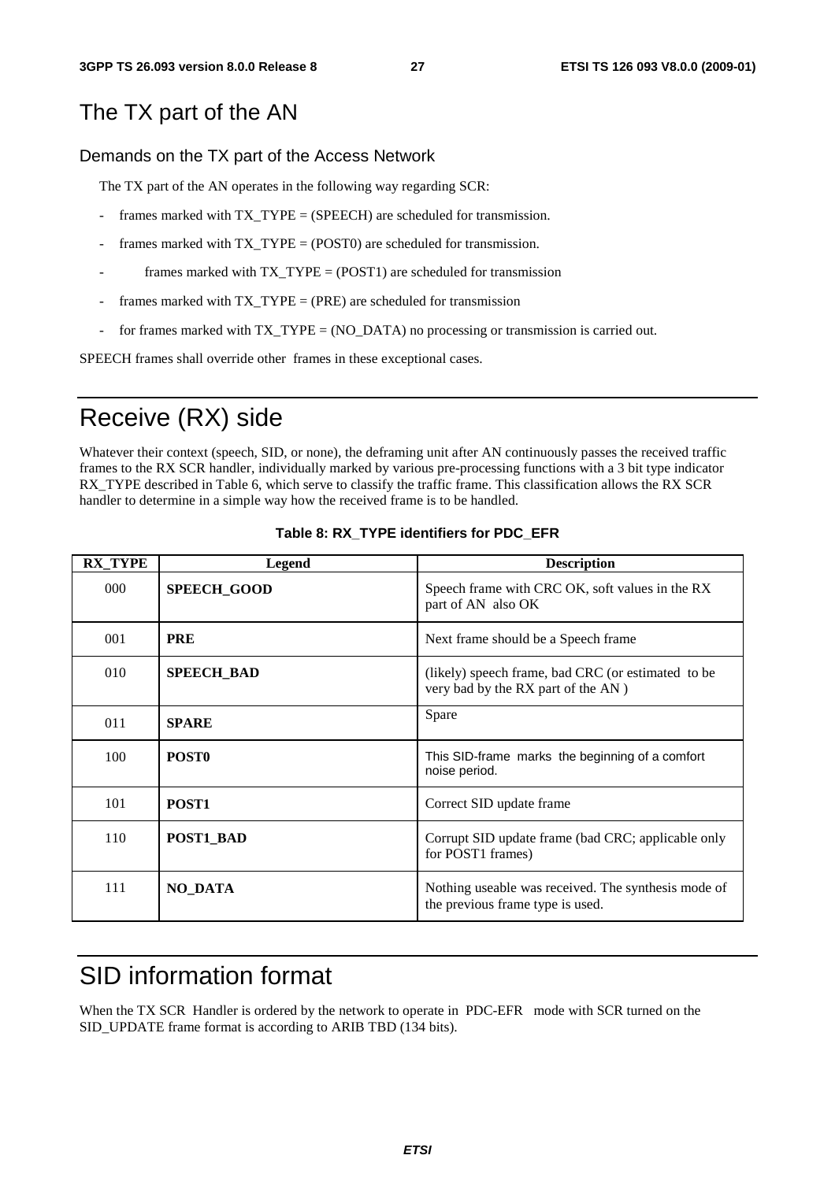## The TX part of the AN

### Demands on the TX part of the Access Network

The TX part of the AN operates in the following way regarding SCR:

- frames marked with TX_TYPE = (SPEECH) are scheduled for transmission.
- frames marked with TX_TYPE = (POST0) are scheduled for transmission.
- frames marked with TX_TYPE = (POST1) are scheduled for transmission
- frames marked with TX_TYPE = (PRE) are scheduled for transmission
- for frames marked with TX_TYPE = (NO_DATA) no processing or transmission is carried out.

SPEECH frames shall override other frames in these exceptional cases.

# Receive (RX) side

Whatever their context (speech, SID, or none), the deframing unit after AN continuously passes the received traffic frames to the RX SCR handler, individually marked by various pre-processing functions with a 3 bit type indicator RX_TYPE described in Table 6, which serve to classify the traffic frame. This classification allows the RX SCR handler to determine in a simple way how the received frame is to be handled.

**Table 8: RX_TYPE identifiers for PDC_EFR**

| RX_TYPE | Legend | Description |
|---|---|---|
| 000 | **SPEECH_GOOD** | Speech frame with CRC OK, soft values in the RX part of AN also OK |
| 001 | **PRE** | Next frame should be a Speech frame |
| 010 | **SPEECH_BAD** | (likely) speech frame, bad CRC (or estimated to be very bad by the RX part of the AN ) |
| 011 | **SPARE** | Spare |
| 100 | **POST0** | This SID-frame marks the beginning of a comfort noise period. |
| 101 | **POST1** | Correct SID update frame |
| 110 | **POST1_BAD** | Corrupt SID update frame (bad CRC; applicable only for POST1 frames) |
| 111 | **NO_DATA** | Nothing useable was received. The synthesis mode of the previous frame type is used. |

# SID information format

When the TX SCR Handler is ordered by the network to operate in PDC-EFR mode with SCR turned on the SID_UPDATE frame format is according to ARIB TBD (134 bits).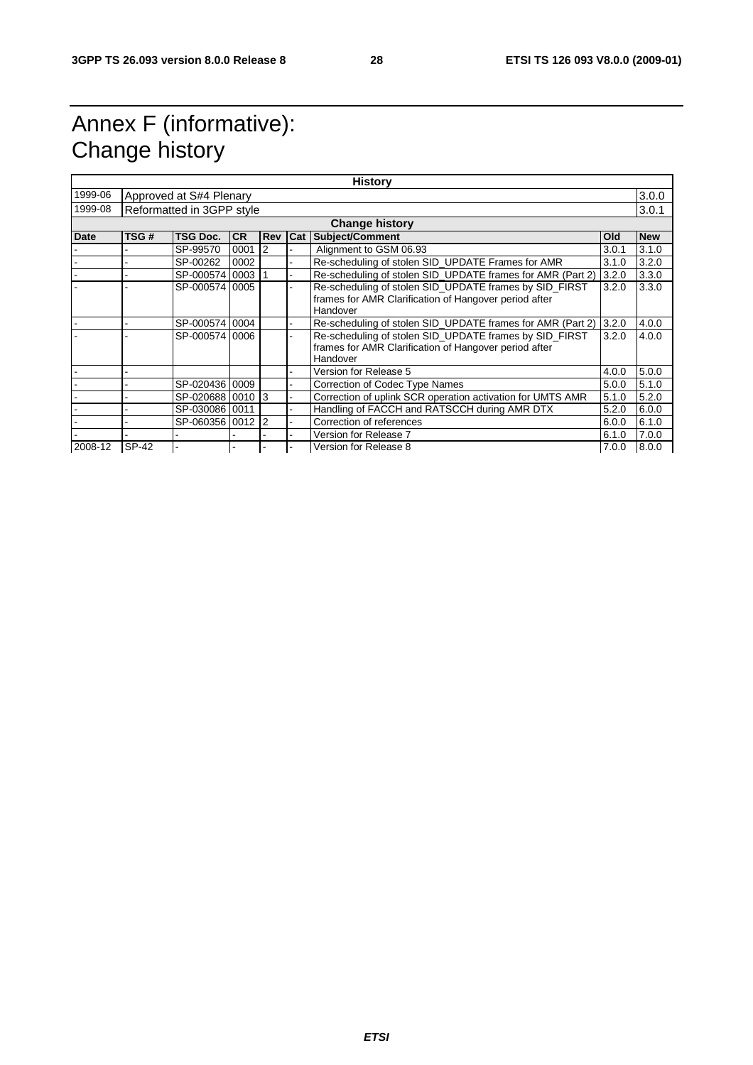# Annex F (informative): Change history

| History | | | | | | | | |
|---|---|---|---|---|---|---|---|---|
| 1999-06 | Approved at S#4 Plenary | | | | | | | 3.0.0 |
| 1999-08 | Reformatted in 3GPP style | | | | | | | 3.0.1 |
| **Change history** | | | | | | | | |
| **Date** | **TSG #** | **TSG Doc.** | **CR** | **Rev** | **Cat** | **Subject/Comment** | **Old** | **New** |
| - | - | SP-99570 | 0001 | 2 | - | Alignment to GSM 06.93 | 3.0.1 | 3.1.0 |
| - | - | SP-00262 | 0002 | | - | Re-scheduling of stolen SID_UPDATE Frames for AMR | 3.1.0 | 3.2.0 |
| - | - | SP-000574 | 0003 | 1 | - | Re-scheduling of stolen SID_UPDATE frames for AMR (Part 2) | 3.2.0 | 3.3.0 |
| - | - | SP-000574 | 0005 | | - | Re-scheduling of stolen SID_UPDATE frames by SID_FIRST frames for AMR Clarification of Hangover period after Handover | 3.2.0 | 3.3.0 |
| - | - | SP-000574 | 0004 | | - | Re-scheduling of stolen SID_UPDATE frames for AMR (Part 2) | 3.2.0 | 4.0.0 |
| - | - | SP-000574 | 0006 | | - | Re-scheduling of stolen SID_UPDATE frames by SID_FIRST frames for AMR Clarification of Hangover period after Handover | 3.2.0 | 4.0.0 |
| - | - | | | | - | Version for Release 5 | 4.0.0 | 5.0.0 |
| - | - | SP-020436 | 0009 | | - | Correction of Codec Type Names | 5.0.0 | 5.1.0 |
| - | - | SP-020688 | 0010 | 3 | - | Correction of uplink SCR operation activation for UMTS AMR | 5.1.0 | 5.2.0 |
| - | - | SP-030086 | 0011 | | - | Handling of FACCH and RATSCCH during AMR DTX | 5.2.0 | 6.0.0 |
| - | - | SP-060356 | 0012 | 2 | - | Correction of references | 6.0.0 | 6.1.0 |
| - | - | - | - | - | - | Version for Release 7 | 6.1.0 | 7.0.0 |
| 2008-12 | SP-42 | - | - | - | - | Version for Release 8 | 7.0.0 | 8.0.0 |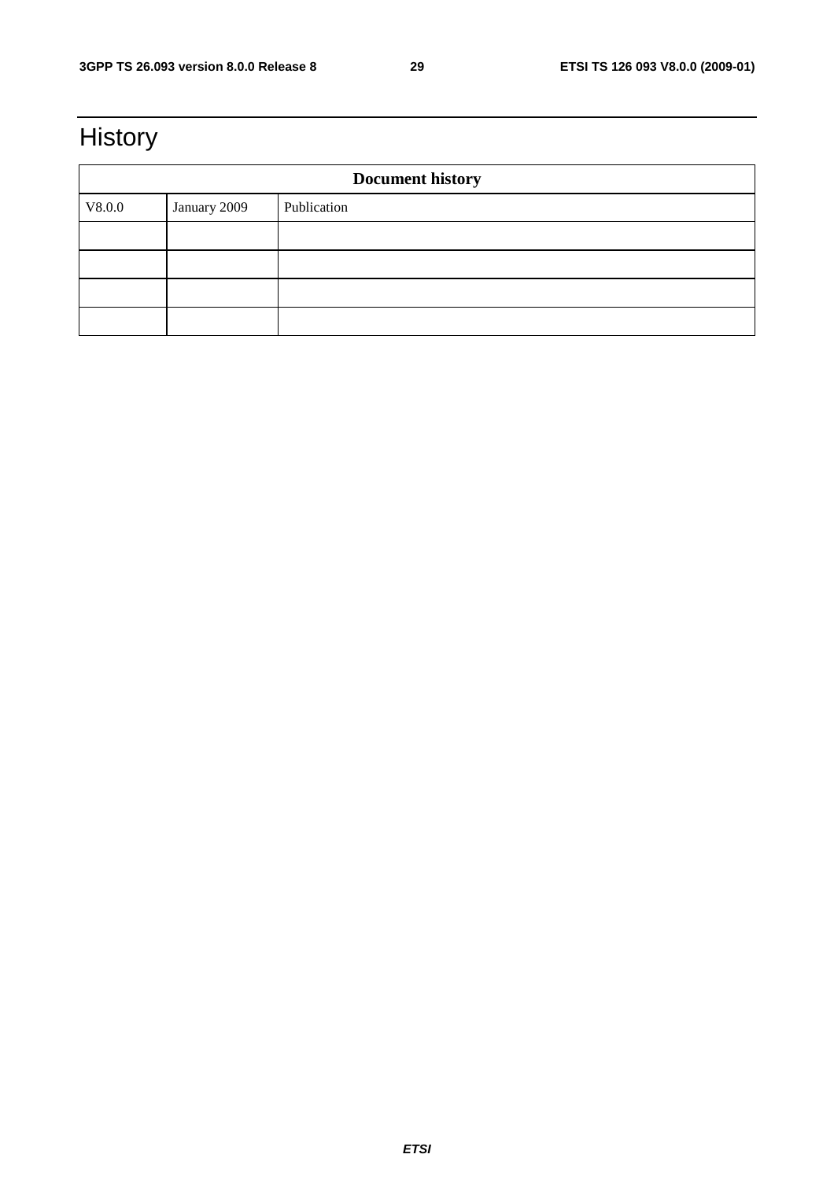# History

| Document history | | |
|---|---|---|
| V8.0.0 | January 2009 | Publication |
| | | |
| | | |
| | | |
| | | |